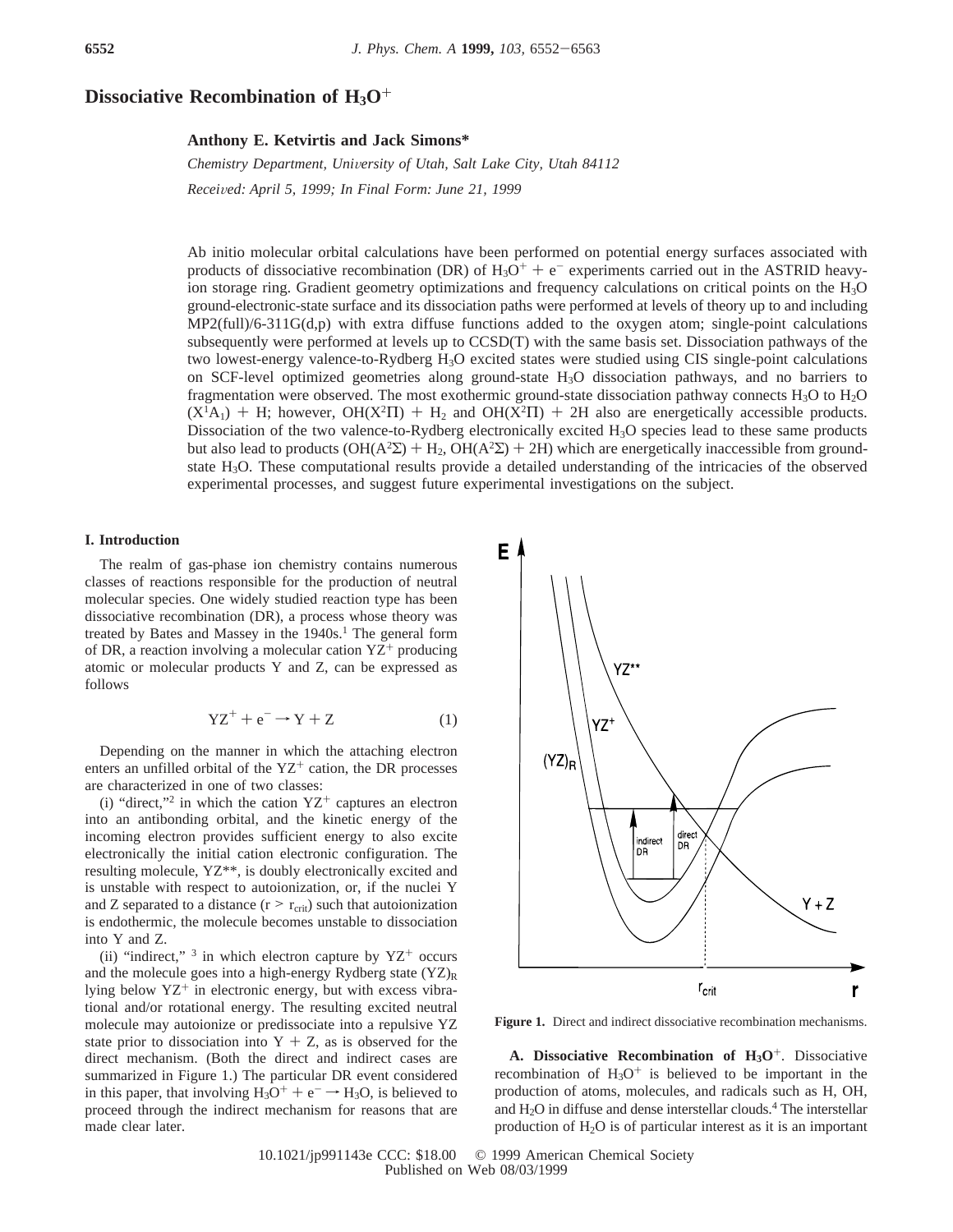# Dissociative Recombination of $H_3O^+$

**Anthony E. Ketvirtis and Jack Simons***

*Chemistry Department, University of Utah, Salt Lake City, Utah 84112*

*Received: April 5, 1999; In Final Form: June 21, 1999*

Ab initio molecular orbital calculations have been performed on potential energy surfaces associated with products of dissociative recombination (DR) of $H_3O^+ + e^-$ experiments carried out in the ASTRID heavy-ion storage ring. Gradient geometry optimizations and frequency calculations on critical points on the $H_3O$ ground-electronic-state surface and its dissociation paths were performed at levels of theory up to and including MP2(full)/6-311G(d,p) with extra diffuse functions added to the oxygen atom; single-point calculations subsequently were performed at levels up to CCSD(T) with the same basis set. Dissociation pathways of the two lowest-energy valence-to-Rydberg $H_3O$ excited states were studied using CIS single-point calculations on SCF-level optimized geometries along ground-state $H_3O$ dissociation pathways, and no barriers to fragmentation were observed. The most exothermic ground-state dissociation pathway connects $H_3O$ to $H_2O$ ($X^1A_1$) + H; however, OH($X^2\Pi$) + $H_2$ and OH($X^2\Pi$) + 2H also are energetically accessible products. Dissociation of the two valence-to-Rydberg electronically excited $H_3O$ species lead to these same products but also lead to products (OH($A^2\Sigma$) + $H_2$, OH($A^2\Sigma$) + 2H) which are energetically inaccessible from ground-state $H_3O$. These computational results provide a detailed understanding of the intricacies of the observed experimental processes, and suggest future experimental investigations on the subject.

## I. Introduction

The realm of gas-phase ion chemistry contains numerous classes of reactions responsible for the production of neutral molecular species. One widely studied reaction type has been dissociative recombination (DR), a process whose theory was treated by Bates and Massey in the 1940s.[1] The general form of DR, a reaction involving a molecular cation $YZ^+$ producing atomic or molecular products Y and Z, can be expressed as follows

$$YZ^+ + e^- \rightarrow Y + Z \tag{1}$$

Depending on the manner in which the attaching electron enters an unfilled orbital of the $YZ^+$ cation, the DR processes are characterized in one of two classes:

(i) "direct,"[2] in which the cation $YZ^+$ captures an electron into an antibonding orbital, and the kinetic energy of the incoming electron provides sufficient energy to also excite electronically the initial cation electronic configuration. The resulting molecule, $YZ^{**}$, is doubly electronically excited and is unstable with respect to autoionization, or, if the nuclei Y and Z separated to a distance ($r > r_{crit}$) such that autoionization is endothermic, the molecule becomes unstable to dissociation into Y and Z.

(ii) "indirect,"[3] in which electron capture by $YZ^+$ occurs and the molecule goes into a high-energy Rydberg state $(YZ)_R$ lying below $YZ^+$ in electronic energy, but with excess vibrational and/or rotational energy. The resulting excited neutral molecule may autoionize or predissociate into a repulsive YZ state prior to dissociation into Y + Z, as is observed for the direct mechanism. (Both the direct and indirect cases are summarized in Figure 1.) The particular DR event considered in this paper, that involving $H_3O^+ + e^- \rightarrow H_3O$, is believed to proceed through the indirect mechanism for reasons that are made clear later.

**Figure 1.** Direct and indirect dissociative recombination mechanisms.

**A. Dissociative Recombination of $H_3O^+$.** Dissociative recombination of $H_3O^+$ is believed to be important in the production of atoms, molecules, and radicals such as H, OH, and $H_2O$ in diffuse and dense interstellar clouds.[4] The interstellar production of $H_2O$ is of particular interest as it is an important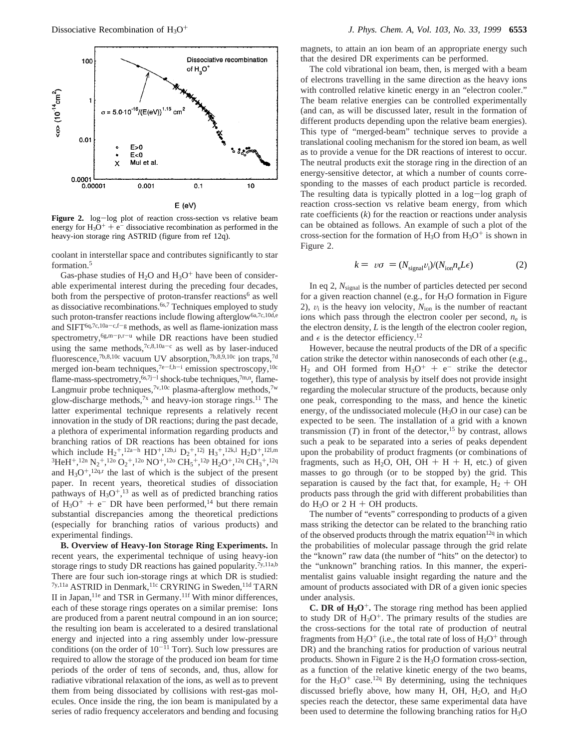**Figure 2.** log−log plot of reaction cross-section vs relative beam energy for $H_3O^+ + e^-$ dissociative recombination as performed in the heavy-ion storage ring ASTRID (figure from ref 12q).

coolant in interstellar space and contributes significantly to star formation.[5]

Gas-phase studies of $H_2O$ and $H_3O^+$ have been of considerable experimental interest during the preceding four decades, both from the perspective of proton-transfer reactions[6] as well as dissociative recombinations.[6s,7] Techniques employed to study such proton-transfer reactions include flowing afterglow[6a,7c,10d,e] and SIFT[6q,7c,10a−c,f−g] methods, as well as flame-ionization mass spectrometry,[6g,m−p,r−u] while DR reactions have been studied using the same methods,[7c,8,10a−c] as well as by laser-induced fluorescence,[7b,8,10c] vacuum UV absorption,[7b,8,9,10c] ion traps,[7d] merged ion-beam techniques,[7e−f,h−i] emission spectroscopy,[10c] flame-mass-spectrometry,[6s,7j−l] shock-tube techniques,[7m,n] flame-Langmuir probe techniques,[7v,10c] plasma-afterglow methods,[7w] glow-discharge methods,[7x] and heavy-ion storage rings.[11] The latter experimental technique represents a relatively recent innovation in the study of DR reactions; during the past decade, a plethora of experimental information regarding products and branching ratios of DR reactions has been obtained for ions which include $H_2^+$,[12a−h] $HD^+$,[12b,i] $D_2^+$,[12j] $H_3^+$,[12k,l] $H_2D^+$,[12l,m] $^3HeH^+$,[12n] $N_2^+$,[12o] $O_2^+$,[12o] $NO^+$,[12o] $CH_5^+$,[12p] $H_2O^+$,[12q] $CH_3^+$,[12q] and $H_3O^+$,[12q,r] the last of which is the subject of the present paper. In recent years, theoretical studies of dissociation pathways of $H_3O^+$,[13] as well as of predicted branching ratios of $H_3O^+ + e^-$ DR have been performed,[14] but there remain substantial discrepancies among the theoretical predictions (especially for branching ratios of various products) and experimental findings.

**B. Overview of Heavy-Ion Storage Ring Experiments.** In recent years, the experimental technique of using heavy-ion storage rings to study DR reactions has gained popularity.[7y,11a,b] There are four such ion-storage rings at which DR is studied:[7y,11a] ASTRID in Denmark,[11c] CRYRING in Sweden,[11d] TARN II in Japan,[11e] and TSR in Germany.[11f] With minor differences, each of these storage rings operates on a similar premise: Ions are produced from a parent neutral compound in an ion source; the resulting ion beam is accelerated to a desired translational energy and injected into a ring assembly under low-pressure conditions (on the order of $10^{-11}$ Torr). Such low pressures are required to allow the storage of the produced ion beam for time periods of the order of tens of seconds, and, thus, allow for radiative vibrational relaxation of the ions, as well as to prevent them from being dissociated by collisions with rest-gas molecules. Once inside the ring, the ion beam is manipulated by a series of radio frequency accelerators and bending and focusing magnets, to attain an ion beam of an appropriate energy such that the desired DR experiments can be performed.

The cold vibrational ion beam, then, is merged with a beam of electrons travelling in the same direction as the heavy ions with controlled relative kinetic energy in an "electron cooler." The beam relative energies can be controlled experimentally (and can, as will be discussed later, result in the formation of different products depending upon the relative beam energies). This type of "merged-beam" technique serves to provide a translational cooling mechanism for the stored ion beam, as well as to provide a venue for the DR reactions of interest to occur. The neutral products exit the storage ring in the direction of an energy-sensitive detector, at which a number of counts corresponding to the masses of each product particle is recorded. The resulting data is typically plotted in a log−log graph of reaction cross-section vs relative beam energy, from which rate coefficients ($k$) for the reaction or reactions under analysis can be obtained as follows. An example of such a plot of the cross-section for the formation of $H_3O$ from $H_3O^+$ is shown in Figure 2.

$$k = \langle v\sigma \rangle = (N_{\text{signal}} v_i)/(N_{\text{ion}} n_e L \epsilon) \tag{2}$$

In eq 2, $N_{\text{signal}}$ is the number of particles detected per second for a given reaction channel (e.g., for $H_3O$ formation in Figure 2), $v_i$ is the heavy ion velocity, $N_{\text{ion}}$ is the number of reactant ions which pass through the electron cooler per second, $n_e$ is the electron density, $L$ is the length of the electron cooler region, and $\epsilon$ is the detector efficiency.[12]

However, because the neutral products of the DR of a specific cation strike the detector within nanoseconds of each other (e.g., $H_2$ and OH formed from $H_3O^+ + e^-$ strike the detector together), this type of analysis by itself does not provide insight regarding the molecular structure of the products, because only one peak, corresponding to the mass, and hence the kinetic energy, of the undissociated molecule ($H_3O$ in our case) can be expected to be seen. The installation of a grid with a known transmission ($T$) in front of the detector,[15] by contrast, allows such a peak to be separated into a series of peaks dependent upon the probability of product fragments (or combinations of fragments, such as $H_2O$, OH, OH + H + H, etc.) of given masses to go through (or to be stopped by) the grid. This separation is caused by the fact that, for example, $H_2$ + OH products pass through the grid with different probabilities than do $H_3O$ or 2 H + OH products.

The number of "events" corresponding to products of a given mass striking the detector can be related to the branching ratio of the observed products through the matrix equation[12q] in which the probabilities of molecular passage through the grid relate the "known" raw data (the number of "hits" on the detector) to the "unknown" branching ratios. In this manner, the experimentalist gains valuable insight regarding the nature and the amount of products associated with DR of a given ionic species under analysis.

**C. DR of $H_3O^+$.** The storage ring method has been applied to study DR of $H_3O^+$. The primary results of the studies are the cross-sections for the total rate of production of neutral fragments from $H_3O^+$ (i.e., the total rate of loss of $H_3O^+$ through DR) and the branching ratios for production of various neutral products. Shown in Figure 2 is the $H_3O$ formation cross-section, as a function of the relative kinetic energy of the two beams, for the $H_3O^+$ case.[12q] By determining, using the techniques discussed briefly above, how many H, OH, $H_2O$, and $H_3O$ species reach the detector, these same experimental data have been used to determine the following branching ratios for $H_3O$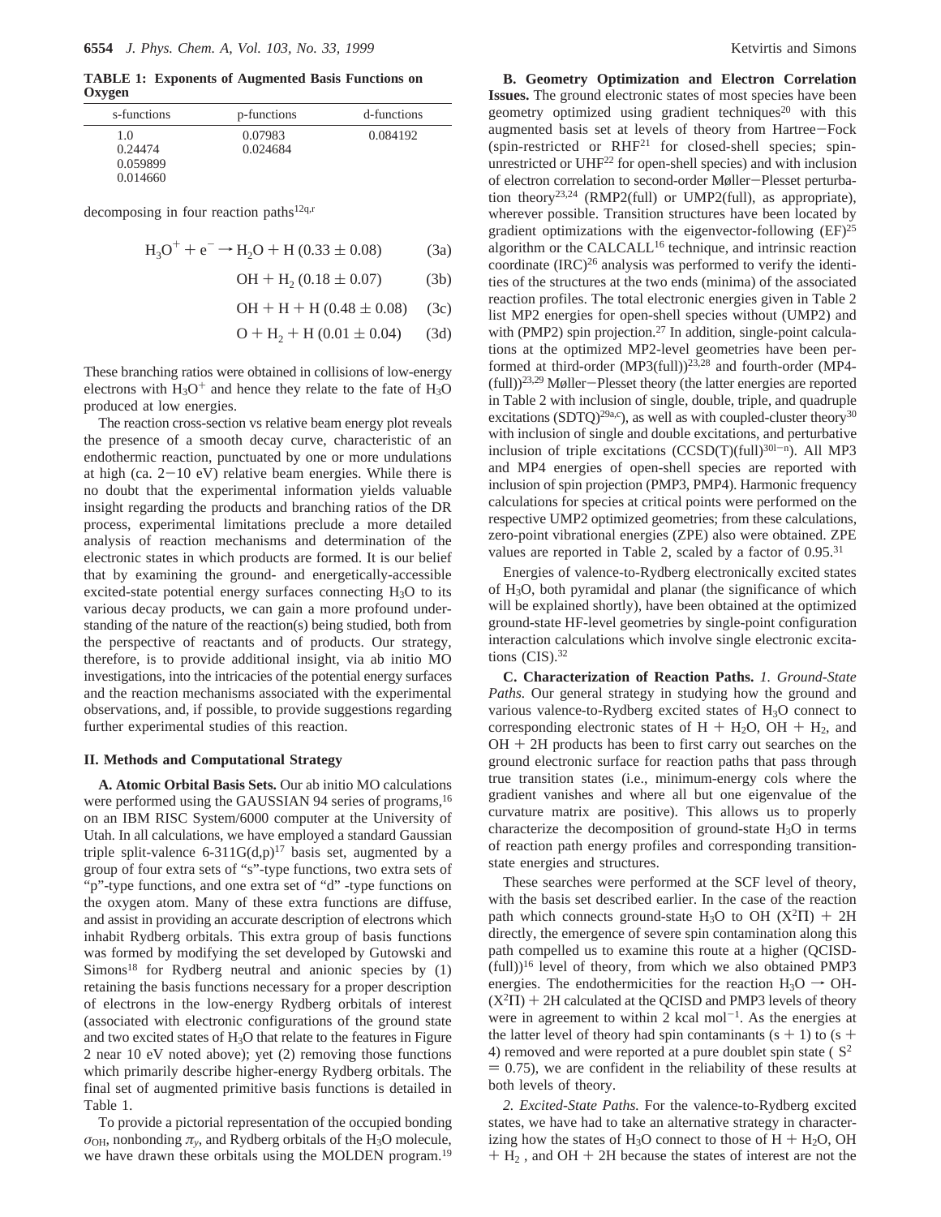**TABLE 1: Exponents of Augmented Basis Functions on Oxygen**

| s-functions | p-functions | d-functions |
|---|---|---|
| 1.0 | 0.07983 | 0.084192 |
| 0.24474 | 0.024684 | |
| 0.059899 | | |
| 0.014660 | | |

decomposing in four reaction paths[12q,r]

$$H_3O^+ + e^- \rightarrow H_2O + H\ (0.33 \pm 0.08) \tag{3a}$$

$$OH + H_2\ (0.18 \pm 0.07) \tag{3b}$$

$$OH + H + H\ (0.48 \pm 0.08) \tag{3c}$$

$$O + H_2 + H\ (0.01 \pm 0.04) \tag{3d}$$

These branching ratios were obtained in collisions of low-energy electrons with $H_3O^+$ and hence they relate to the fate of $H_3O$ produced at low energies.

The reaction cross-section vs relative beam energy plot reveals the presence of a smooth decay curve, characteristic of an endothermic reaction, punctuated by one or more undulations at high (ca. 2−10 eV) relative beam energies. While there is no doubt that the experimental information yields valuable insight regarding the products and branching ratios of the DR process, experimental limitations preclude a more detailed analysis of reaction mechanisms and determination of the electronic states in which products are formed. It is our belief that by examining the ground- and energetically-accessible excited-state potential energy surfaces connecting $H_3O$ to its various decay products, we can gain a more profound understanding of the nature of the reaction(s) being studied, both from the perspective of reactants and of products. Our strategy, therefore, is to provide additional insight, via ab initio MO investigations, into the intricacies of the potential energy surfaces and the reaction mechanisms associated with the experimental observations, and, if possible, to provide suggestions regarding further experimental studies of this reaction.

## II. Methods and Computational Strategy

**A. Atomic Orbital Basis Sets.** Our ab initio MO calculations were performed using the GAUSSIAN 94 series of programs,[16] on an IBM RISC System/6000 computer at the University of Utah. In all calculations, we have employed a standard Gaussian triple split-valence 6-311G(d,p)[17] basis set, augmented by a group of four extra sets of "s"-type functions, two extra sets of "p"-type functions, and one extra set of "d" -type functions on the oxygen atom. Many of these extra functions are diffuse, and assist in providing an accurate description of electrons which inhabit Rydberg orbitals. This extra group of basis functions was formed by modifying the set developed by Gutowski and Simons[18] for Rydberg neutral and anionic species by (1) retaining the basis functions necessary for a proper description of electrons in the low-energy Rydberg orbitals of interest (associated with electronic configurations of the ground state and two excited states of $H_3O$ that relate to the features in Figure 2 near 10 eV noted above); yet (2) removing those functions which primarily describe higher-energy Rydberg orbitals. The final set of augmented primitive basis functions is detailed in Table 1.

To provide a pictorial representation of the occupied bonding $\sigma_{OH}$, nonbonding $\pi_y$, and Rydberg orbitals of the $H_3O$ molecule, we have drawn these orbitals using the MOLDEN program.[19]

**B. Geometry Optimization and Electron Correlation Issues.** The ground electronic states of most species have been geometry optimized using gradient techniques[20] with this augmented basis set at levels of theory from Hartree−Fock (spin-restricted or RHF[21] for closed-shell species; spin-unrestricted or UHF[22] for open-shell species) and with inclusion of electron correlation to second-order Møller−Plesset perturbation theory[23,24] (RMP2(full) or UMP2(full), as appropriate), wherever possible. Transition structures have been located by gradient optimizations with the eigenvector-following (EF)[25] algorithm or the CALCALL[16] technique, and intrinsic reaction coordinate (IRC)[26] analysis was performed to verify the identities of the structures at the two ends (minima) of the associated reaction profiles. The total electronic energies given in Table 2 list MP2 energies for open-shell species without (UMP2) and with (PMP2) spin projection.[27] In addition, single-point calculations at the optimized MP2-level geometries have been performed at third-order (MP3(full))[23,28] and fourth-order (MP4-(full))[23,29] Møller−Plesset theory (the latter energies are reported in Table 2 with inclusion of single, double, triple, and quadruple excitations (SDTQ)[29a,c]), as well as with coupled-cluster theory[30] with inclusion of single and double excitations, and perturbative inclusion of triple excitations (CCSD(T)(full)[30l−n]). All MP3 and MP4 energies of open-shell species are reported with inclusion of spin projection (PMP3, PMP4). Harmonic frequency calculations for species at critical points were performed on the respective UMP2 optimized geometries; from these calculations, zero-point vibrational energies (ZPE) also were obtained. ZPE values are reported in Table 2, scaled by a factor of 0.95.[31]

Energies of valence-to-Rydberg electronically excited states of $H_3O$, both pyramidal and planar (the significance of which will be explained shortly), have been obtained at the optimized ground-state HF-level geometries by single-point configuration interaction calculations which involve single electronic excitations (CIS).[32]

**C. Characterization of Reaction Paths.** *1. Ground-State Paths.* Our general strategy in studying how the ground and various valence-to-Rydberg excited states of $H_3O$ connect to corresponding electronic states of $H + H_2O$, $OH + H_2$, and $OH + 2H$ products has been to first carry out searches on the ground electronic surface for reaction paths that pass through true transition states (i.e., minimum-energy cols where the gradient vanishes and where all but one eigenvalue of the curvature matrix are positive). This allows us to properly characterize the decomposition of ground-state $H_3O$ in terms of reaction path energy profiles and corresponding transition-state energies and structures.

These searches were performed at the SCF level of theory, with the basis set described earlier. In the case of the reaction path which connects ground-state $H_3O$ to OH ($X^2\Pi$) + 2H directly, the emergence of severe spin contamination along this path compelled us to examine this route at a higher (QCISD-(full))[16] level of theory, from which we also obtained PMP3 energies. The endothermicities for the reaction $H_3O \rightarrow$ OH-($X^2\Pi$) + 2H calculated at the QCISD and PMP3 levels of theory were in agreement to within 2 kcal mol$^{-1}$. As the energies at the latter level of theory had spin contaminants (s + 1) to (s + 4) removed and were reported at a pure doublet spin state ( $S^2 = 0.75$), we are confident in the reliability of these results at both levels of theory.

*2. Excited-State Paths.* For the valence-to-Rydberg excited states, we have had to take an alternative strategy in characterizing how the states of $H_3O$ connect to those of $H + H_2O$, $OH + H_2$, and $OH + 2H$ because the states of interest are not the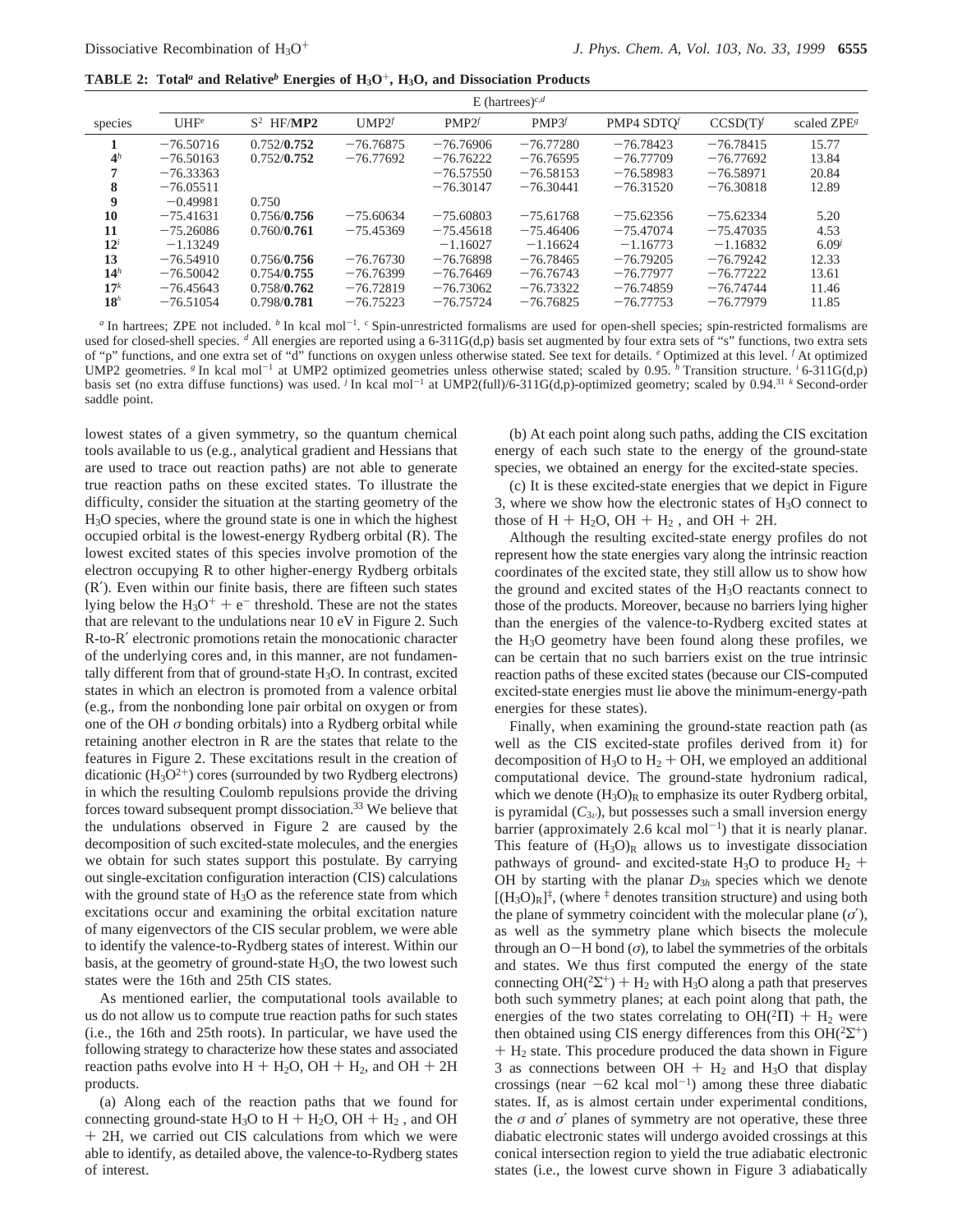**TABLE 2: Total[a] and Relative[b] Energies of $H_3O^+$, $H_3O$, and Dissociation Products**

| species | E (hartrees)[c,d] | | | | | | | |
|---|---|---|---|---|---|---|---|---|
| | UHF[e] | $S^2$ HF/**MP2** | UMP2[f] | PMP2[f] | PMP3[f] | PMP4 SDTQ[f] | CCSD(T)[f] | scaled ZPE[g] |
| **1** | −76.50716 | 0.752/**0.752** | −76.76875 | −76.76906 | −76.77280 | −76.78423 | −76.78415 | 15.77 |
| **4**[h] | −76.50163 | 0.752/**0.752** | −76.77692 | −76.76222 | −76.76595 | −76.77709 | −76.77692 | 13.84 |
| **7** | −76.33363 | | | −76.57550 | −76.58153 | −76.58983 | −76.58971 | 20.84 |
| **8** | −76.05511 | | | −76.30147 | −76.30441 | −76.31520 | −76.30818 | 12.89 |
| **9** | −0.49981 | 0.750 | | | | | | |
| **10** | −75.41631 | 0.756/**0.756** | −75.60634 | −75.60803 | −75.61768 | −75.62356 | −75.62334 | 5.20 |
| **11** | −75.26086 | 0.760/**0.761** | −75.45369 | −75.45618 | −75.46406 | −75.47074 | −75.47035 | 4.53 |
| **12**[i] | −1.13249 | | | −1.16027 | −1.16624 | −1.16773 | −1.16832 | 6.09[j] |
| **13** | −76.54910 | 0.756/**0.756** | −76.76730 | −76.76898 | −76.78465 | −76.79205 | −76.79242 | 12.33 |
| **14**[h] | −76.50042 | 0.754/**0.755** | −76.76399 | −76.76469 | −76.76743 | −76.77977 | −76.77222 | 13.61 |
| **17**[k] | −76.45643 | 0.758/**0.762** | −76.72819 | −76.73062 | −76.73322 | −76.74859 | −76.74744 | 11.46 |
| **18**[h] | −76.51054 | 0.798/**0.781** | −76.75223 | −76.75724 | −76.76825 | −76.77753 | −76.77979 | 11.85 |

[a] In hartrees; ZPE not included. [b] In kcal $mol^{-1}$. [c] Spin-unrestricted formalisms are used for open-shell species; spin-restricted formalisms are used for closed-shell species. [d] All energies are reported using a 6-311G(d,p) basis set augmented by four extra sets of "s" functions, two extra sets of "p" functions, and one extra set of "d" functions on oxygen unless otherwise stated. See text for details. [e] Optimized at this level. [f] At optimized UMP2 geometries. [g] In kcal $mol^{-1}$ at UMP2 optimized geometries unless otherwise stated; scaled by 0.95. [h] Transition structure. [i] 6-311G(d,p) basis set (no extra diffuse functions) was used. [j] In kcal $mol^{-1}$ at UMP2(full)/6-311G(d,p)-optimized geometry; scaled by 0.94.[31] [k] Second-order saddle point.

lowest states of a given symmetry, so the quantum chemical tools available to us (e.g., analytical gradient and Hessians that are used to trace out reaction paths) are not able to generate true reaction paths on these excited states. To illustrate the difficulty, consider the situation at the starting geometry of the $H_3O$ species, where the ground state is one in which the highest occupied orbital is the lowest-energy Rydberg orbital (R). The lowest excited states of this species involve promotion of the electron occupying R to other higher-energy Rydberg orbitals (R′). Even within our finite basis, there are fifteen such states lying below the $H_3O^+ + e^-$ threshold. These are not the states that are relevant to the undulations near 10 eV in Figure 2. Such R-to-R′ electronic promotions retain the monocationic character of the underlying cores and, in this manner, are not fundamentally different from that of ground-state $H_3O$. In contrast, excited states in which an electron is promoted from a valence orbital (e.g., from the nonbonding lone pair orbital on oxygen or from one of the OH $\sigma$ bonding orbitals) into a Rydberg orbital while retaining another electron in R are the states that relate to the features in Figure 2. These excitations result in the creation of dicationic ($H_3O^{2+}$) cores (surrounded by two Rydberg electrons) in which the resulting Coulomb repulsions provide the driving forces toward subsequent prompt dissociation.[33] We believe that the undulations observed in Figure 2 are caused by the decomposition of such excited-state molecules, and the energies we obtain for such states support this postulate. By carrying out single-excitation configuration interaction (CIS) calculations with the ground state of $H_3O$ as the reference state from which excitations occur and examining the orbital excitation nature of many eigenvectors of the CIS secular problem, we were able to identify the valence-to-Rydberg states of interest. Within our basis, at the geometry of ground-state $H_3O$, the two lowest such states were the 16th and 25th CIS states.

As mentioned earlier, the computational tools available to us do not allow us to compute true reaction paths for such states (i.e., the 16th and 25th roots). In particular, we have used the following strategy to characterize how these states and associated reaction paths evolve into H + $H_2O$, OH + $H_2$, and OH + 2H products.

(a) Along each of the reaction paths that we found for connecting ground-state $H_3O$ to H + $H_2O$, OH + $H_2$ , and OH + 2H, we carried out CIS calculations from which we were able to identify, as detailed above, the valence-to-Rydberg states of interest.

(b) At each point along such paths, adding the CIS excitation energy of each such state to the energy of the ground-state species, we obtained an energy for the excited-state species.

(c) It is these excited-state energies that we depict in Figure 3, where we show how the electronic states of $H_3O$ connect to those of H + $H_2O$, OH + $H_2$ , and OH + 2H.

Although the resulting excited-state energy profiles do not represent how the state energies vary along the intrinsic reaction coordinates of the excited state, they still allow us to show how the ground and excited states of the $H_3O$ reactants connect to those of the products. Moreover, because no barriers lying higher than the energies of the valence-to-Rydberg excited states at the $H_3O$ geometry have been found along these profiles, we can be certain that no such barriers exist on the true intrinsic reaction paths of these excited states (because our CIS-computed excited-state energies must lie above the minimum-energy-path energies for these states).

Finally, when examining the ground-state reaction path (as well as the CIS excited-state profiles derived from it) for decomposition of $H_3O$ to $H_2$ + OH, we employed an additional computational device. The ground-state hydronium radical, which we denote $(H_3O)_R$ to emphasize its outer Rydberg orbital, is pyramidal ($C_{3v}$), but possesses such a small inversion energy barrier (approximately 2.6 kcal $mol^{-1}$) that it is nearly planar. This feature of $(H_3O)_R$ allows us to investigate dissociation pathways of ground- and excited-state $H_3O$ to produce $H_2$ + OH by starting with the planar $D_{3h}$ species which we denote $[(H_3O)_R]^{‡}$, (where ‡ denotes transition structure) and using both the plane of symmetry coincident with the molecular plane ($\sigma'$), as well as the symmetry plane which bisects the molecule through an O−H bond ($\sigma$), to label the symmetries of the orbitals and states. We thus first computed the energy of the state connecting OH($^2\Sigma^+$) + $H_2$ with $H_3O$ along a path that preserves both such symmetry planes; at each point along that path, the energies of the two states correlating to OH($^2\Pi$) + $H_2$ were then obtained using CIS energy differences from this OH($^2\Sigma^+$) + $H_2$ state. This procedure produced the data shown in Figure 3 as connections between OH + $H_2$ and $H_3O$ that display crossings (near −62 kcal $mol^{-1}$) among these three diabatic states. If, as is almost certain under experimental conditions, the $\sigma$ and $\sigma'$ planes of symmetry are not operative, these three diabatic electronic states will undergo avoided crossings at this conical intersection region to yield the true adiabatic electronic states (i.e., the lowest curve shown in Figure 3 adiabatically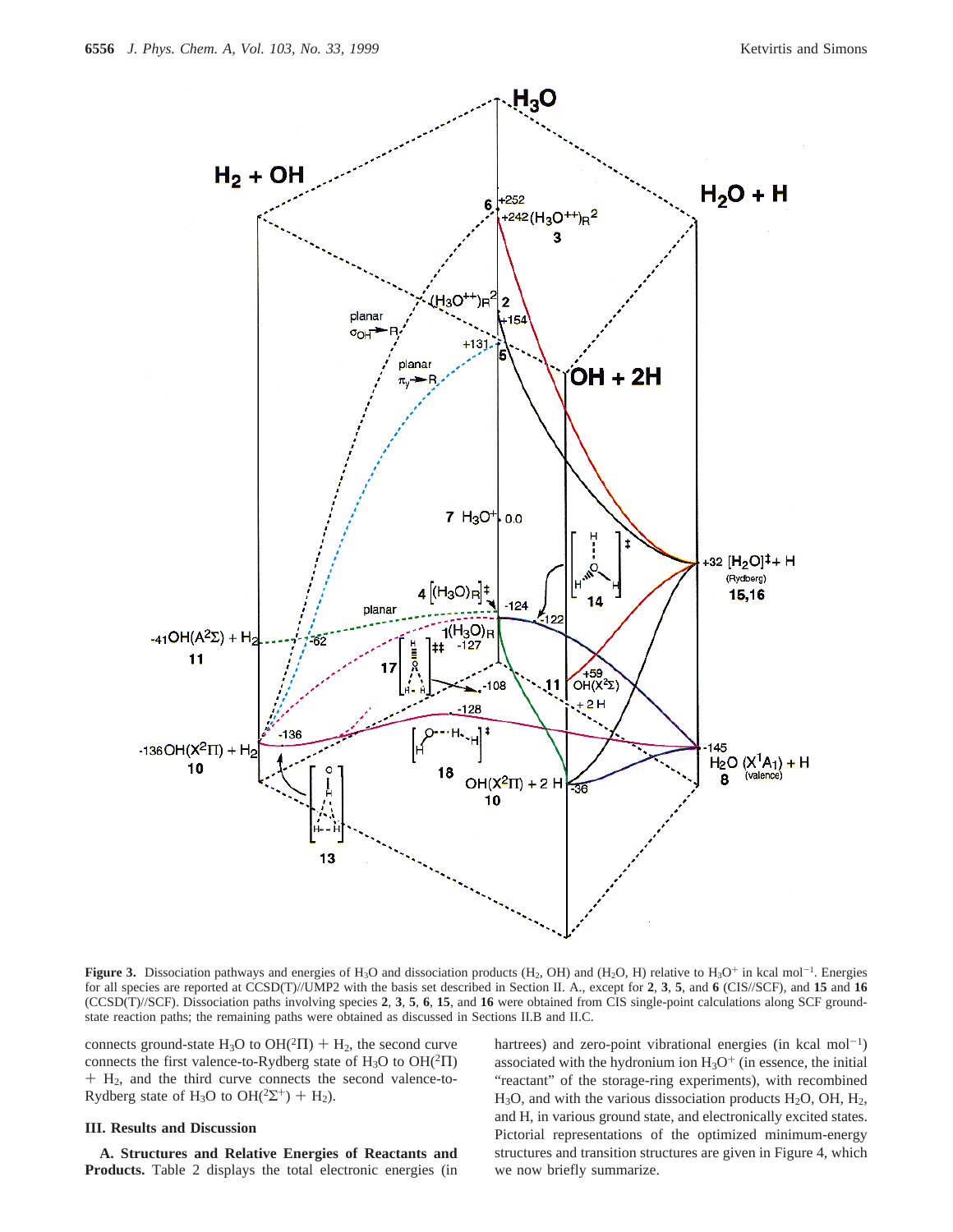**Figure 3.** Dissociation pathways and energies of $H_3O$ and dissociation products ($H_2$, OH) and ($H_2O$, H) relative to $H_3O^+$ in kcal mol$^{-1}$. Energies for all species are reported at CCSD(T)//UMP2 with the basis set described in Section II. A., except for **2**, **3**, **5**, and **6** (CIS//SCF), and **15** and **16** (CCSD(T)//SCF). Dissociation paths involving species **2**, **3**, **5**, **6**, **15**, and **16** were obtained from CIS single-point calculations along SCF ground-state reaction paths; the remaining paths were obtained as discussed in Sections II.B and II.C.

connects ground-state $H_3O$ to $OH(^2\Pi) + H_2$, the second curve connects the first valence-to-Rydberg state of $H_3O$ to $OH(^2\Pi) + H_2$, and the third curve connects the second valence-to-Rydberg state of $H_3O$ to $OH(^2\Sigma^+) + H_2$).

## III. Results and Discussion

**A. Structures and Relative Energies of Reactants and Products.** Table 2 displays the total electronic energies (in hartrees) and zero-point vibrational energies (in kcal mol$^{-1}$) associated with the hydronium ion $H_3O^+$ (in essence, the initial "reactant" of the storage-ring experiments), with recombined $H_3O$, and with the various dissociation products $H_2O$, OH, $H_2$, and H, in various ground state, and electronically excited states. Pictorial representations of the optimized minimum-energy structures and transition structures are given in Figure 4, which we now briefly summarize.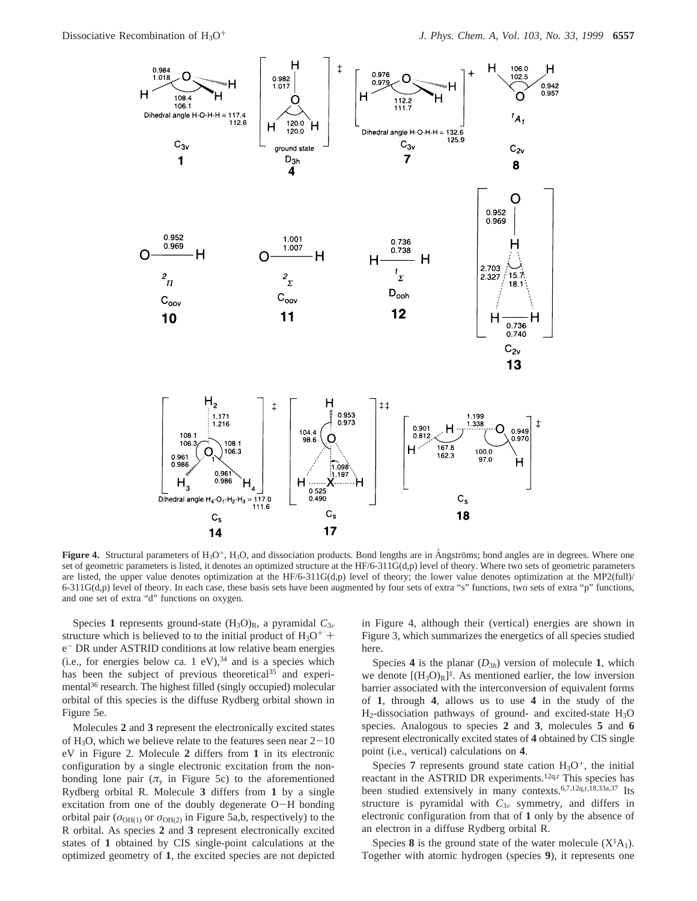**Figure 4.** Structural parameters of $H_3O^+$, $H_3O$, and dissociation products. Bond lengths are in Ångströms; bond angles are in degrees. Where one set of geometric parameters is listed, it denotes an optimized structure at the HF/6-311G(d,p) level of theory. Where two sets of geometric parameters are listed, the upper value denotes optimization at the HF/6-311G(d,p) level of theory; the lower value denotes optimization at the MP2(full)/6-311G(d,p) level of theory. In each case, these basis sets have been augmented by four sets of extra "s" functions, two sets of extra "p" functions, and one set of extra "d" functions on oxygen.

Species **1** represents ground-state $(H_3O)_R$, a pyramidal $C_{3v}$ structure which is believed to to the initial product of $H_3O^+ + e^-$ DR under ASTRID conditions at low relative beam energies (i.e., for energies below ca. 1 eV),[34] and is a species which has been the subject of previous theoretical[35] and experimental[36] research. The highest filled (singly occupied) molecular orbital of this species is the diffuse Rydberg orbital shown in Figure 5e.

Molecules **2** and **3** represent the electronically excited states of $H_3O$, which we believe relate to the features seen near 2−10 eV in Figure 2. Molecule **2** differs from **1** in its electronic configuration by a single electronic excitation from the nonbonding lone pair ($\pi_y$ in Figure 5c) to the aforementioned Rydberg orbital R. Molecule **3** differs from **1** by a single excitation from one of the doubly degenerate O−H bonding orbital pair ($\sigma_{OH(1)}$ or $\sigma_{OH(2)}$ in Figure 5a,b, respectively) to the R orbital. As species **2** and **3** represent electronically excited states of **1** obtained by CIS single-point calculations at the optimized geometry of **1**, the excited species are not depicted in Figure 4, although their (vertical) energies are shown in Figure 3, which summarizes the energetics of all species studied here.

Species **4** is the planar ($D_{3h}$) version of molecule **1**, which we denote $[(H_3O)_R]^{\ddagger}$. As mentioned earlier, the low inversion barrier associated with the interconversion of equivalent forms of **1**, through **4**, allows us to use **4** in the study of the $H_2$-dissociation pathways of ground- and excited-state $H_3O$ species. Analogous to species **2** and **3**, molecules **5** and **6** represent electronically excited states of **4** obtained by CIS single point (i.e., vertical) calculations on **4**.

Species **7** represents ground state cation $H_3O^+$, the initial reactant in the ASTRID DR experiments.[12q,r] This species has been studied extensively in many contexts.[6,7,12q,r,18,33a,37] Its structure is pyramidal with $C_{3v}$ symmetry, and differs in electronic configuration from that of **1** only by the absence of an electron in a diffuse Rydberg orbital R.

Species **8** is the ground state of the water molecule ($X^1A_1$). Together with atomic hydrogen (species **9**), it represents one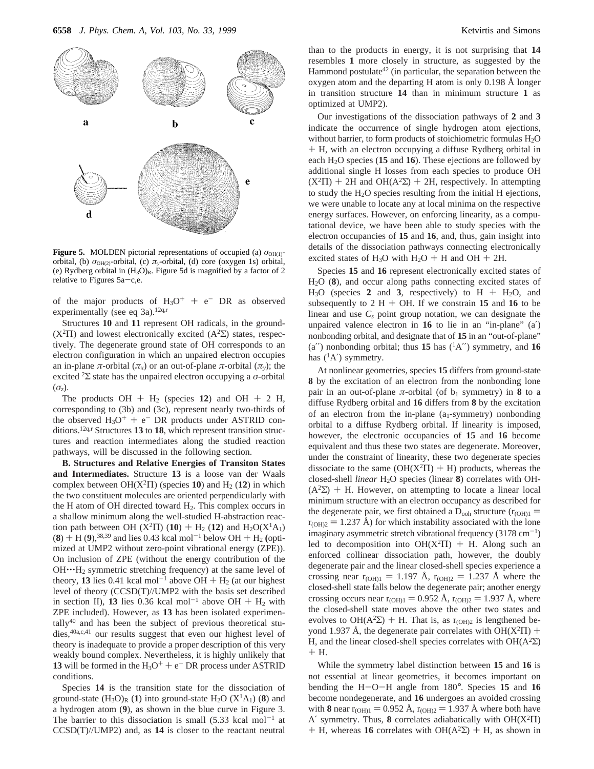**Figure 5.** MOLDEN pictorial representations of occupied (a) $\sigma_{OH(1)}$-orbital, (b) $\sigma_{OH(2)}$-orbital, (c) $\pi_y$-orbital, (d) core (oxygen 1s) orbital, (e) Rydberg orbital in $(H_3O)_R$. Figure 5d is magnified by a factor of 2 relative to Figures 5a–c,e.

of the major products of $H_3O^+ + e^-$ DR as observed experimentally (see eq 3a).[12q,r]

Structures **10** and **11** represent OH radicals, in the ground-($X^2\Pi$) and lowest electronically excited ($A^2\Sigma$) states, respectively. The degenerate ground state of OH corresponds to an electron configuration in which an unpaired electron occupies an in-plane $\pi$-orbital ($\pi_x$) or an out-of-plane $\pi$-orbital ($\pi_y$); the excited $^2\Sigma$ state has the unpaired electron occupying a $\sigma$-orbital ($\sigma_z$).

The products OH + $H_2$ (species **12**) and OH + 2 H, corresponding to (3b) and (3c), represent nearly two-thirds of the observed $H_3O^+ + e^-$ DR products under ASTRID conditions.[12q,r] Structures **13** to **18**, which represent transition structures and reaction intermediates along the studied reaction pathways, will be discussed in the following section.

**B. Structures and Relative Energies of Transiton States and Intermediates.** Structure **13** is a loose van der Waals complex between OH($X^2\Pi$) (species **10**) and $H_2$ (**12**) in which the two constituent molecules are oriented perpendicularly with the H atom of OH directed toward $H_2$. This complex occurs in a shallow minimum along the well-studied H-abstraction reaction path between OH ($X^2\Pi$) (**10**) + $H_2$ (**12**) and $H_2O(X^1A_1)$ (**8**) + H (**9**),[38,39] and lies 0.43 kcal mol$^{-1}$ below OH + $H_2$ (optimized at UMP2 without zero-point vibrational energy (ZPE)). On inclusion of ZPE (without the energy contribution of the OH$\cdots$$H_2$ symmetric stretching frequency) at the same level of theory, **13** lies 0.41 kcal mol$^{-1}$ above OH + $H_2$ (at our highest level of theory (CCSD(T)//UMP2 with the basis set described in section II), **13** lies 0.36 kcal mol$^{-1}$ above OH + $H_2$ with ZPE included). However, as **13** has been isolated experimentally[40] and has been the subject of previous theoretical studies,[40a,c,41] our results suggest that even our highest level of theory is inadequate to provide a proper description of this very weakly bound complex. Nevertheless, it is highly unlikely that **13** will be formed in the $H_3O^+ + e^-$ DR process under ASTRID conditions.

Species **14** is the transition state for the dissociation of ground-state $(H_3O)_R$ (**1**) into ground-state $H_2O$ ($X^1A_1$) (**8**) and a hydrogen atom (**9**), as shown in the blue curve in Figure 3. The barrier to this dissociation is small (5.33 kcal mol$^{-1}$ at CCSD(T)//UMP2) and, as **14** is closer to the reactant neutral than to the products in energy, it is not surprising that **14** resembles **1** more closely in structure, as suggested by the Hammond postulate[42] (in particular, the separation between the oxygen atom and the departing H atom is only 0.198 Å longer in transition structure **14** than in minimum structure **1** as optimized at UMP2).

Our investigations of the dissociation pathways of **2** and **3** indicate the occurrence of single hydrogen atom ejections, without barrier, to form products of stoichiometric formulas $H_2O$ + H, with an electron occupying a diffuse Rydberg orbital in each $H_2O$ species (**15** and **16**). These ejections are followed by additional single H losses from each species to produce OH ($X^2\Pi$) + 2H and OH($A^2\Sigma$) + 2H, respectively. In attempting to study the $H_2O$ species resulting from the initial H ejections, we were unable to locate any at local minima on the respective energy surfaces. However, on enforcing linearity, as a computational device, we have been able to study species with the electron occupancies of **15** and **16**, and, thus, gain insight into details of the dissociation pathways connecting electronically excited states of $H_3O$ with $H_2O$ + H and OH + 2H.

Species **15** and **16** represent electronically excited states of $H_2O$ (**8**), and occur along paths connecting excited states of $H_3O$ (species **2** and **3**, respectively) to H + $H_2O$, and subsequently to 2 H + OH. If we constrain **15** and **16** to be linear and use $C_s$ point group notation, we can designate the unpaired valence electron in **16** to lie in an "in-plane" (a′) nonbonding orbital, and designate that of **15** in an "out-of-plane" (a″) nonbonding orbital; thus **15** has ($^1A''$) symmetry, and **16** has ($^1A'$) symmetry.

At nonlinear geometries, species **15** differs from ground-state **8** by the excitation of an electron from the nonbonding lone pair in an out-of-plane $\pi$-orbital (of $b_1$ symmetry) in **8** to a diffuse Rydberg orbital and **16** differs from **8** by the excitation of an electron from the in-plane ($a_1$-symmetry) nonbonding orbital to a diffuse Rydberg orbital. If linearity is imposed, however, the electronic occupancies of **15** and **16** become equivalent and thus these two states are degenerate. Moreover, under the constraint of linearity, these two degenerate species dissociate to the same (OH($X^2\Pi$) + H) products, whereas the closed-shell *linear* $H_2O$ species (linear **8**) correlates with OH($A^2\Sigma$) + H. However, on attempting to locate a linear local minimum structure with an electron occupancy as described for the degenerate pair, we first obtained a $D_{\infty h}$ structure ($r_{(OH)1} = r_{(OH)2} = 1.237$ Å) for which instability associated with the lone imaginary asymmetric stretch vibrational frequency (3178 cm$^{-1}$) led to decomposition into OH($X^2\Pi$) + H. Along such an enforced collinear dissociation path, however, the doubly degenerate pair and the linear closed-shell species experience a crossing near $r_{(OH)1} = 1.197$ Å, $r_{(OH)2} = 1.237$ Å where the closed-shell state falls below the degenerate pair; another energy crossing occurs near $r_{(OH)1} = 0.952$ Å, $r_{(OH)2} = 1.937$ Å, where the closed-shell state moves above the other two states and evolves to OH($A^2\Sigma$) + H. That is, as $r_{(OH)2}$ is lengthened beyond 1.937 Å, the degenerate pair correlates with OH($X^2\Pi$) + H, and the linear closed-shell species correlates with OH($A^2\Sigma$) + H.

While the symmetry label distinction between **15** and **16** is not essential at linear geometries, it becomes important on bending the H–O–H angle from 180°. Species **15** and **16** become nondegenerate, and **16** undergoes an avoided crossing with **8** near $r_{(OH)1} = 0.952$ Å, $r_{(OH)2} = 1.937$ Å where both have A′ symmetry. Thus, **8** correlates adiabatically with OH($X^2\Pi$) + H, whereas **16** correlates with OH($A^2\Sigma$) + H, as shown in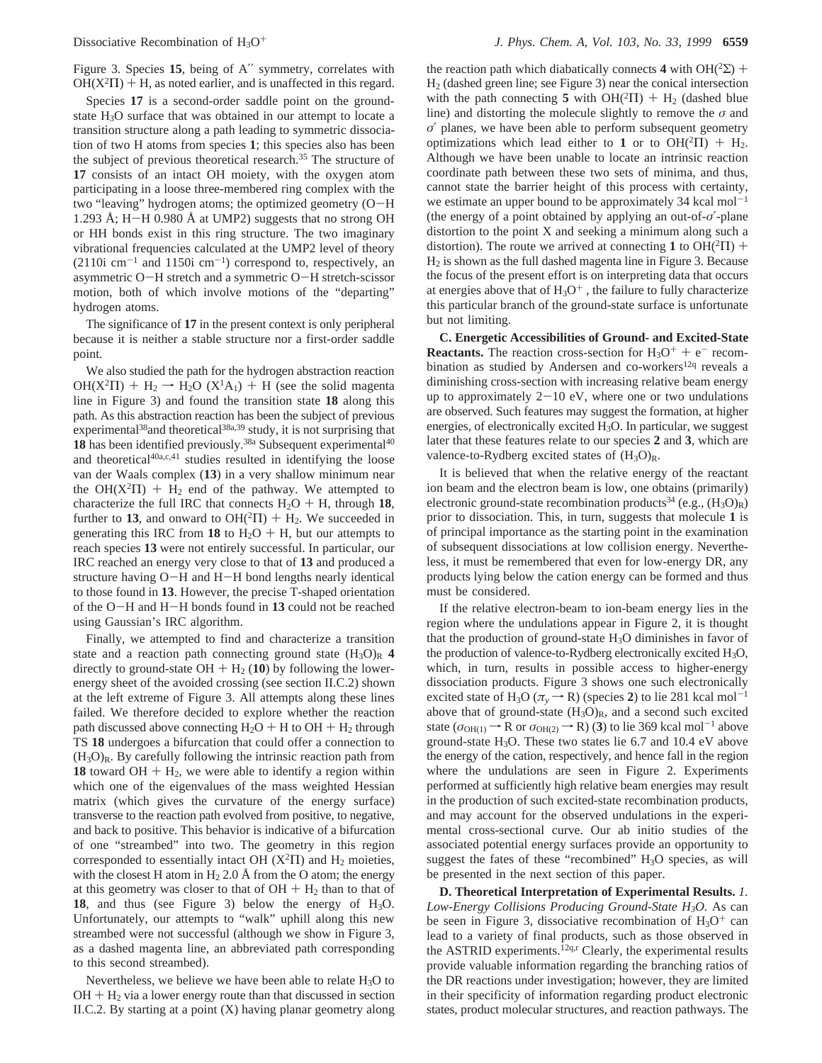Figure 3. Species **15**, being of A″ symmetry, correlates with $OH(X^2\Pi) + H$, as noted earlier, and is unaffected in this regard.

Species **17** is a second-order saddle point on the ground-state $H_3O$ surface that was obtained in our attempt to locate a transition structure along a path leading to symmetric dissociation of two H atoms from species **1**; this species also has been the subject of previous theoretical research.[35] The structure of **17** consists of an intact OH moiety, with the oxygen atom participating in a loose three-membered ring complex with the two "leaving" hydrogen atoms; the optimized geometry (O−H 1.293 Å; H−H 0.980 Å at UMP2) suggests that no strong OH or HH bonds exist in this ring structure. The two imaginary vibrational frequencies calculated at the UMP2 level of theory (2110i cm$^{-1}$ and 1150i cm$^{-1}$) correspond to, respectively, an asymmetric O−H stretch and a symmetric O−H stretch-scissor motion, both of which involve motions of the "departing" hydrogen atoms.

The significance of **17** in the present context is only peripheral because it is neither a stable structure nor a first-order saddle point.

We also studied the path for the hydrogen abstraction reaction $OH(X^2\Pi) + H_2 \rightarrow H_2O\ (X^1A_1) + H$ (see the solid magenta line in Figure 3) and found the transition state **18** along this path. As this abstraction reaction has been the subject of previous experimental[38a] and theoretical[38a,39] study, it is not surprising that **18** has been identified previously.[38a] Subsequent experimental[40] and theoretical[40a,c,41] studies resulted in identifying the loose van der Waals complex (**13**) in a very shallow minimum near the $OH(X^2\Pi) + H_2$ end of the pathway. We attempted to characterize the full IRC that connects $H_2O + H$, through **18**, further to **13**, and onward to $OH(^2\Pi) + H_2$. We succeeded in generating this IRC from **18** to $H_2O + H$, but our attempts to reach species **13** were not entirely successful. In particular, our IRC reached an energy very close to that of **13** and produced a structure having O−H and H−H bond lengths nearly identical to those found in **13**. However, the precise T-shaped orientation of the O−H and H−H bonds found in **13** could not be reached using Gaussian's IRC algorithm.

Finally, we attempted to find and characterize a transition state and a reaction path connecting ground state $(H_3O)_R$ **4** directly to ground-state $OH + H_2$ (**10**) by following the lower-energy sheet of the avoided crossing (see section II.C.2) shown at the left extreme of Figure 3. All attempts along these lines failed. We therefore decided to explore whether the reaction path discussed above connecting $H_2O + H$ to $OH + H_2$ through TS **18** undergoes a bifurcation that could offer a connection to $(H_3O)_R$. By carefully following the intrinsic reaction path from **18** toward $OH + H_2$, we were able to identify a region within which one of the eigenvalues of the mass weighted Hessian matrix (which gives the curvature of the energy surface) transverse to the reaction path evolved from positive, to negative, and back to positive. This behavior is indicative of a bifurcation of one "streambed" into two. The geometry in this region corresponded to essentially intact OH $(X^2\Pi)$ and $H_2$ moieties, with the closest H atom in $H_2$ 2.0 Å from the O atom; the energy at this geometry was closer to that of $OH + H_2$ than to that of **18**, and thus (see Figure 3) below the energy of $H_3O$. Unfortunately, our attempts to "walk" uphill along this new streambed were not successful (although we show in Figure 3, as a dashed magenta line, an abbreviated path corresponding to this second streambed).

Nevertheless, we believe we have been able to relate $H_3O$ to $OH + H_2$ via a lower energy route than that discussed in section II.C.2. By starting at a point (X) having planar geometry along the reaction path which diabatically connects **4** with $OH(^2\Sigma) + H_2$ (dashed green line; see Figure 3) near the conical intersection with the path connecting **5** with $OH(^2\Pi) + H_2$ (dashed blue line) and distorting the molecule slightly to remove the $\sigma$ and $\sigma'$ planes, we have been able to perform subsequent geometry optimizations which lead either to **1** or to $OH(^2\Pi) + H_2$. Although we have been unable to locate an intrinsic reaction coordinate path between these two sets of minima, and thus, cannot state the barrier height of this process with certainty, we estimate an upper bound to be approximately 34 kcal mol$^{-1}$ (the energy of a point obtained by applying an out-of-$\sigma'$-plane distortion to the point X and seeking a minimum along such a distortion). The route we arrived at connecting **1** to $OH(^2\Pi) + H_2$ is shown as the full dashed magenta line in Figure 3. Because the focus of the present effort is on interpreting data that occurs at energies above that of $H_3O^+$, the failure to fully characterize this particular branch of the ground-state surface is unfortunate but not limiting.

**C. Energetic Accessibilities of Ground- and Excited-State Reactants.** The reaction cross-section for $H_3O^+ + e^-$ recombination as studied by Andersen and co-workers[12q] reveals a diminishing cross-section with increasing relative beam energy up to approximately 2−10 eV, where one or two undulations are observed. Such features may suggest the formation, at higher energies, of electronically excited $H_3O$. In particular, we suggest later that these features relate to our species **2** and **3**, which are valence-to-Rydberg excited states of $(H_3O)_R$.

It is believed that when the relative energy of the reactant ion beam and the electron beam is low, one obtains (primarily) electronic ground-state recombination products[34] (e.g., $(H_3O)_R$) prior to dissociation. This, in turn, suggests that molecule **1** is of principal importance as the starting point in the examination of subsequent dissociations at low collision energy. Nevertheless, it must be remembered that even for low-energy DR, any products lying below the cation energy can be formed and thus must be considered.

If the relative electron-beam to ion-beam energy lies in the region where the undulations appear in Figure 2, it is thought that the production of ground-state $H_3O$ diminishes in favor of the production of valence-to-Rydberg electronically excited $H_3O$, which, in turn, results in possible access to higher-energy dissociation products. Figure 3 shows one such electronically excited state of $H_3O$ ($\pi_y \rightarrow$ R) (species **2**) to lie 281 kcal mol$^{-1}$ above that of ground-state $(H_3O)_R$, and a second such excited state ($\sigma_{OH(1)} \rightarrow$ R or $\sigma_{OH(2)} \rightarrow$ R) (**3**) to lie 369 kcal mol$^{-1}$ above ground-state $H_3O$. These two states lie 6.7 and 10.4 eV above the energy of the cation, respectively, and hence fall in the region where the undulations are seen in Figure 2. Experiments performed at sufficiently high relative beam energies may result in the production of such excited-state recombination products, and may account for the observed undulations in the experimental cross-sectional curve. Our ab initio studies of the associated potential energy surfaces provide an opportunity to suggest the fates of these "recombined" $H_3O$ species, as will be presented in the next section of this paper.

**D. Theoretical Interpretation of Experimental Results.** *1. Low-Energy Collisions Producing Ground-State $H_3O$.* As can be seen in Figure 3, dissociative recombination of $H_3O^+$ can lead to a variety of final products, such as those observed in the ASTRID experiments.[12q,r] Clearly, the experimental results provide valuable information regarding the branching ratios of the DR reactions under investigation; however, they are limited in their specificity of information regarding product electronic states, product molecular structures, and reaction pathways. The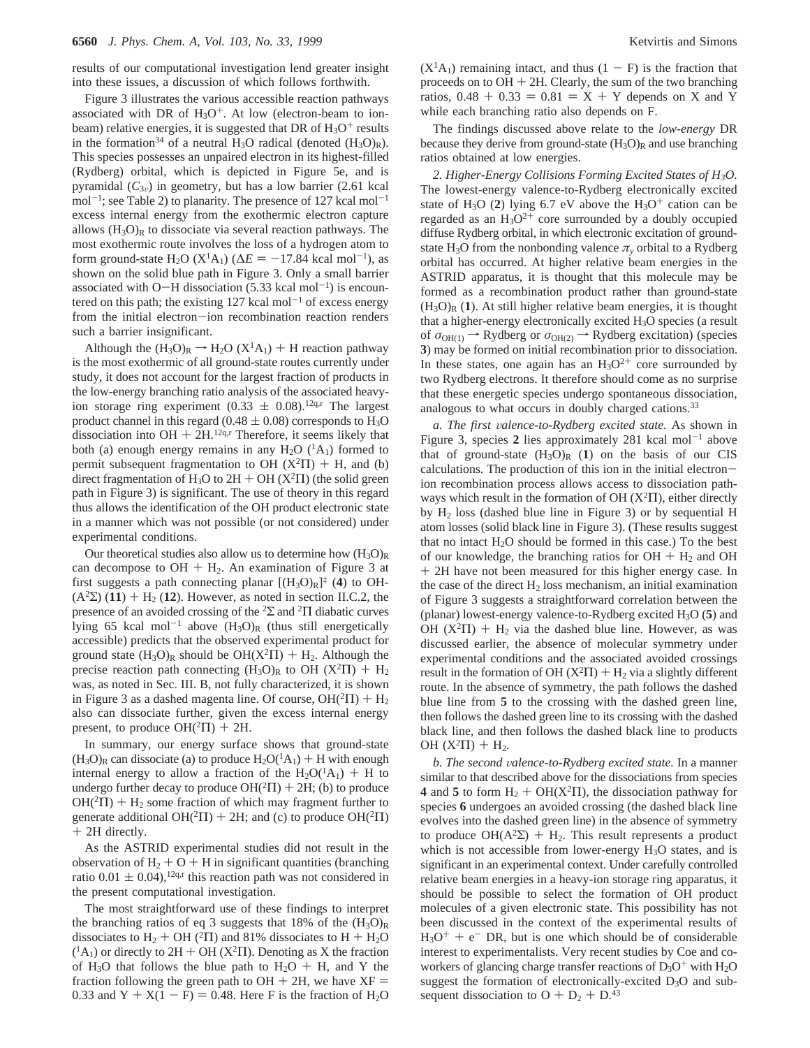results of our computational investigation lend greater insight into these issues, a discussion of which follows forthwith.

Figure 3 illustrates the various accessible reaction pathways associated with DR of $H_3O^+$. At low (electron-beam to ion-beam) relative energies, it is suggested that DR of $H_3O^+$ results in the formation[34] of a neutral $H_3O$ radical (denoted $(H_3O)_R$). This species possesses an unpaired electron in its highest-filled (Rydberg) orbital, which is depicted in Figure 5e, and is pyramidal ($C_{3v}$) in geometry, but has a low barrier (2.61 kcal mol$^{-1}$; see Table 2) to planarity. The presence of 127 kcal mol$^{-1}$ excess internal energy from the exothermic electron capture allows $(H_3O)_R$ to dissociate via several reaction pathways. The most exothermic route involves the loss of a hydrogen atom to form ground-state $H_2O$ ($X^1A_1$) ($\Delta E = -17.84$ kcal mol$^{-1}$), as shown on the solid blue path in Figure 3. Only a small barrier associated with O–H dissociation (5.33 kcal mol$^{-1}$) is encountered on this path; the existing 127 kcal mol$^{-1}$ of excess energy from the initial electron–ion recombination reaction renders such a barrier insignificant.

Although the $(H_3O)_R \rightarrow H_2O$ ($X^1A_1$) + H reaction pathway is the most exothermic of all ground-state routes currently under study, it does not account for the largest fraction of products in the low-energy branching ratio analysis of the associated heavy-ion storage ring experiment ($0.33 \pm 0.08$).[12q,r] The largest product channel in this regard ($0.48 \pm 0.08$) corresponds to $H_3O$ dissociation into OH + 2H.[12q,r] Therefore, it seems likely that both (a) enough energy remains in any $H_2O$ ($^1A_1$) formed to permit subsequent fragmentation to OH ($X^2\Pi$) + H, and (b) direct fragmentation of $H_3O$ to 2H + OH ($X^2\Pi$) (the solid green path in Figure 3) is significant. The use of theory in this regard thus allows the identification of the OH product electronic state in a manner which was not possible (or not considered) under experimental conditions.

Our theoretical studies also allow us to determine how $(H_3O)_R$ can decompose to OH + $H_2$. An examination of Figure 3 at first suggests a path connecting planar $[(H_3O)_R]^{\ddagger}$ (**4**) to OH-($A^2\Sigma$) (**11**) + $H_2$ (**12**). However, as noted in section II.C.2, the presence of an avoided crossing of the $^2\Sigma$ and $^2\Pi$ diabatic curves lying 65 kcal mol$^{-1}$ above $(H_3O)_R$ (thus still energetically accessible) predicts that the observed experimental product for ground state $(H_3O)_R$ should be $OH(X^2\Pi) + H_2$. Although the precise reaction path connecting $(H_3O)_R$ to OH ($X^2\Pi$) + $H_2$ was, as noted in Sec. III. B, not fully characterized, it is shown in Figure 3 as a dashed magenta line. Of course, $OH(^2\Pi) + H_2$ also can dissociate further, given the excess internal energy present, to produce $OH(^2\Pi)$ + 2H.

In summary, our energy surface shows that ground-state $(H_3O)_R$ can dissociate (a) to produce $H_2O(^1A_1)$ + H with enough internal energy to allow a fraction of the $H_2O(^1A_1)$ + H to undergo further decay to produce $OH(^2\Pi)$ + 2H; (b) to produce $OH(^2\Pi) + H_2$ some fraction of which may fragment further to generate additional $OH(^2\Pi)$ + 2H; and (c) to produce $OH(^2\Pi)$ + 2H directly.

As the ASTRID experimental studies did not result in the observation of $H_2$ + O + H in significant quantities (branching ratio $0.01 \pm 0.04$),[12q,r] this reaction path was not considered in the present computational investigation.

The most straightforward use of these findings to interpret the branching ratios of eq 3 suggests that 18% of the $(H_3O)_R$ dissociates to $H_2$ + OH ($^2\Pi$) and 81% dissociates to H + $H_2O$ ($^1A_1$) or directly to 2H + OH ($X^2\Pi$). Denoting as X the fraction of $H_3O$ that follows the blue path to $H_2O$ + H, and Y the fraction following the green path to OH + 2H, we have $XF = 0.33$ and $Y + X(1 - F) = 0.48$. Here F is the fraction of $H_2O$ ($X^1A_1$) remaining intact, and thus $(1 - F)$ is the fraction that proceeds on to OH + 2H. Clearly, the sum of the two branching ratios, $0.48 + 0.33 = 0.81 = X + Y$ depends on X and Y while each branching ratio also depends on F.

The findings discussed above relate to the *low-energy* DR because they derive from ground-state $(H_3O)_R$ and use branching ratios obtained at low energies.

*2. Higher-Energy Collisions Forming Excited States of $H_3O$.* The lowest-energy valence-to-Rydberg electronically excited state of $H_3O$ (**2**) lying 6.7 eV above the $H_3O^+$ cation can be regarded as an $H_3O^{2+}$ core surrounded by a doubly occupied diffuse Rydberg orbital, in which electronic excitation of ground-state $H_3O$ from the nonbonding valence $\pi_y$ orbital to a Rydberg orbital has occurred. At higher relative beam energies in the ASTRID apparatus, it is thought that this molecule may be formed as a recombination product rather than ground-state $(H_3O)_R$ (**1**). At still higher relative beam energies, it is thought that a higher-energy electronically excited $H_3O$ species (a result of $\sigma_{OH(1)} \rightarrow$ Rydberg or $\sigma_{OH(2)} \rightarrow$ Rydberg excitation) (species **3**) may be formed on initial recombination prior to dissociation. In these states, one again has an $H_3O^{2+}$ core surrounded by two Rydberg electrons. It therefore should come as no surprise that these energetic species undergo spontaneous dissociation, analogous to what occurs in doubly charged cations.[33]

*a. The first valence-to-Rydberg excited state.* As shown in Figure 3, species **2** lies approximately 281 kcal mol$^{-1}$ above that of ground-state $(H_3O)_R$ (**1**) on the basis of our CIS calculations. The production of this ion in the initial electron–ion recombination process allows access to dissociation pathways which result in the formation of OH ($X^2\Pi$), either directly by $H_2$ loss (dashed blue line in Figure 3) or by sequential H atom losses (solid black line in Figure 3). (These results suggest that no intact $H_2O$ should be formed in this case.) To the best of our knowledge, the branching ratios for OH + $H_2$ and OH + 2H have not been measured for this higher energy case. In the case of the direct $H_2$ loss mechanism, an initial examination of Figure 3 suggests a straightforward correlation between the (planar) lowest-energy valence-to-Rydberg excited $H_3O$ (**5**) and OH ($X^2\Pi$) + $H_2$ via the dashed blue line. However, as was discussed earlier, the absence of molecular symmetry under experimental conditions and the associated avoided crossings result in the formation of OH ($X^2\Pi$) + $H_2$ via a slightly different route. In the absence of symmetry, the path follows the dashed blue line from **5** to the crossing with the dashed green line, then follows the dashed green line to its crossing with the dashed black line, and then follows the dashed black line to products OH ($X^2\Pi$) + $H_2$.

*b. The second valence-to-Rydberg excited state.* In a manner similar to that described above for the dissociations from species **4** and **5** to form $H_2$ + $OH(X^2\Pi)$, the dissociation pathway for species **6** undergoes an avoided crossing (the dashed black line evolves into the dashed green line) in the absence of symmetry to produce $OH(A^2\Sigma) + H_2$. This result represents a product which is not accessible from lower-energy $H_3O$ states, and is significant in an experimental context. Under carefully controlled relative beam energies in a heavy-ion storage ring apparatus, it should be possible to select the formation of OH product molecules of a given electronic state. This possibility has not been discussed in the context of the experimental results of $H_3O^+ + e^-$ DR, but is one which should be of considerable interest to experimentalists. Very recent studies by Coe and coworkers of glancing charge transfer reactions of $D_3O^+$ with $H_2O$ suggest the formation of electronically-excited $D_3O$ and subsequent dissociation to O + $D_2$ + D.[43]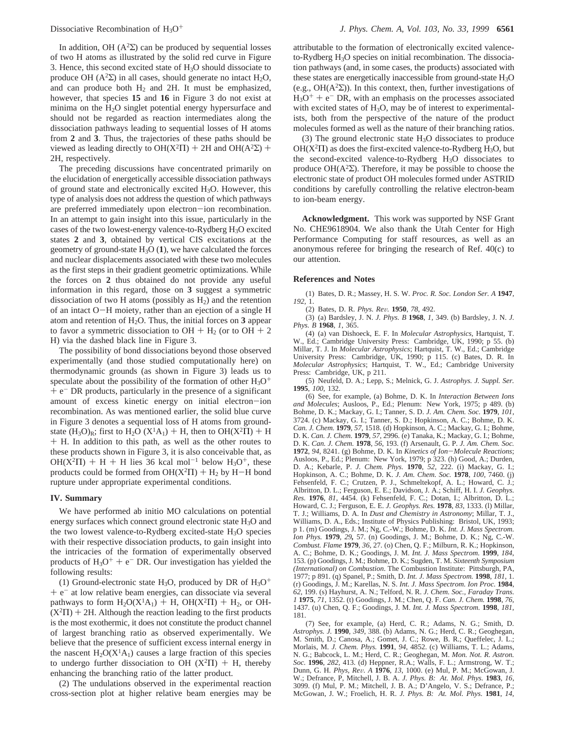In addition, OH ($A^2\Sigma$) can be produced by sequential losses of two H atoms as illustrated by the solid red curve in Figure 3. Hence, this second excited state of $H_3O$ should dissociate to produce OH ($A^2\Sigma$) in all cases, should generate no intact $H_2O$, and can produce both $H_2$ and 2H. It must be emphasized, however, that species **15** and **16** in Figure 3 do not exist at minima on the $H_2O$ singlet potential energy hypersurface and should not be regarded as reaction intermediates along the dissociation pathways leading to sequential losses of H atoms from **2** and **3**. Thus, the trajectories of these paths should be viewed as leading directly to $OH(X^2\Pi)$ + 2H and $OH(A^2\Sigma)$ + 2H, respectively.

The preceding discussions have concentrated primarily on the elucidation of energetically accessible dissociation pathways of ground state and electronically excited $H_3O$. However, this type of analysis does not address the question of which pathways are preferred immediately upon electron–ion recombination. In an attempt to gain insight into this issue, particularly in the cases of the two lowest-energy valence-to-Rydberg $H_3O$ excited states **2** and **3**, obtained by vertical CIS excitations at the geometry of ground-state $H_3O$ (**1**), we have calculated the forces and nuclear displacements associated with these two molecules as the first steps in their gradient geometric optimizations. While the forces on **2** thus obtained do not provide any useful information in this regard, those on **3** suggest a symmetric dissociation of two H atoms (possibly as $H_2$) and the retention of an intact O–H moiety, rather than an ejection of a single H atom and retention of $H_2O$. Thus, the initial forces on **3** appear to favor a symmetric dissociation to OH + $H_2$ (or to OH + 2 H) via the dashed black line in Figure 3.

The possibility of bond dissociations beyond those observed experimentally (and those studied computationally here) on thermodynamic grounds (as shown in Figure 3) leads us to speculate about the possibility of the formation of other $H_3O^+$ + $e^-$ DR products, particularly in the presence of a significant amount of excess kinetic energy on initial electron–ion recombination. As was mentioned earlier, the solid blue curve in Figure 3 denotes a sequential loss of H atoms from ground-state $(H_3O)_R$; first to $H_2O$ ($X^1A_1$) + H, then to $OH(X^2\Pi)$ + H + H. In addition to this path, as well as the other routes to these products shown in Figure 3, it is also conceivable that, as $OH(X^2\Pi)$ + H + H lies 36 kcal $mol^{-1}$ below $H_3O^+$, these products could be formed from $OH(X^2\Pi)$ + $H_2$ by H–H bond rupture under appropriate experimental conditions.

## IV. Summary

We have performed ab initio MO calculations on potential energy surfaces which connect ground electronic state $H_3O$ and the two lowest valence-to-Rydberg excited-state $H_3O$ species with their respective dissociation products, to gain insight into the intricacies of the formation of experimentally observed products of $H_3O^+$ + $e^-$ DR. Our investigation has yielded the following results:

(1) Ground-electronic state $H_3O$, produced by DR of $H_3O^+$ + $e^-$ at low relative beam energies, can dissociate via several pathways to form $H_2O(X^1A_1)$ + H, $OH(X^2\Pi)$ + $H_2$, or $OH(X^2\Pi)$ + 2H. Although the reaction leading to the first products is the most exothermic, it does not constitute the product channel of largest branching ratio as observed experimentally. We believe that the presence of sufficient excess internal energy in the nascent $H_2O(X^1A_1)$ causes a large fraction of this species to undergo further dissociation to OH ($X^2\Pi$) + H, thereby enhancing the branching ratio of the latter product.

(2) The undulations observed in the experimental reaction cross-section plot at higher relative beam energies may be attributable to the formation of electronically excited valence-to-Rydberg $H_3O$ species on initial recombination. The dissociation pathways (and, in some cases, the products) associated with these states are energetically inaccessible from ground-state $H_3O$ (e.g., $OH(A^2\Sigma)$). In this context, then, further investigations of $H_3O^+$ + $e^-$ DR, with an emphasis on the processes associated with excited states of $H_3O$, may be of interest to experimentalists, both from the perspective of the nature of the product molecules formed as well as the nature of their branching ratios.

(3) The ground electronic state $H_3O$ dissociates to produce $OH(X^2\Pi)$ as does the first-excited valence-to-Rydberg $H_3O$, but the second-excited valence-to-Rydberg $H_3O$ dissociates to produce $OH(A^2\Sigma)$. Therefore, it may be possible to choose the electronic state of product OH molecules formed under ASTRID conditions by carefully controlling the relative electron-beam to ion-beam energy.

**Acknowledgment.** This work was supported by NSF Grant No. CHE9618904. We also thank the Utah Center for High Performance Computing for staff resources, as well as an anonymous referee for bringing the research of Ref. 40(c) to our attention.

## References and Notes

(1) Bates, D. R.; Massey, H. S. W. *Proc. R. Soc. London Ser. A* **1947**, *192*, 1.

(2) Bates, D. R. *Phys. Rev.* **1950**, *78*, 492.

(3) (a) Bardsley, J. N. *J. Phys. B* **1968**, *1*, 349. (b) Bardsley, J. N. *J. Phys. B* **1968**, *1*, 365.

(4) (a) van Dishoeck, E. F. In *Molecular Astrophysics*, Hartquist, T. W., Ed.; Cambridge University Press: Cambridge, UK, 1990; p 55. (b) Millar, T. J. In *Molecular Astrophysics*; Hartquist, T. W., Ed.; Cambridge University Press: Cambridge, UK, 1990; p 115. (c) Bates, D. R. In *Molecular Astrophysics*; Hartquist, T. W., Ed.; Cambridge University Press: Cambridge, UK, p 211.

(5) Neufeld, D. A.; Lepp, S.; Melnick, G. J. *Astrophys. J. Suppl. Ser.* **1995**, *100*, 132.

(6) See, for example, (a) Bohme, D. K. In *Interaction Between Ions and Molecules*; Ausloos, P., Ed.; Plenum: New York, 1975; p 489. (b) Bohme, D. K.; Mackay, G. I.; Tanner, S. D. *J. Am. Chem. Soc.* **1979**, *101*, 3724. (c) Mackay, G. I.; Tanner, S. D.; Hopkinson, A. C.; Bohme, D. K. *Can. J. Chem.* **1979**, *57*, 1518. (d) Hopkinson, A. C.; Mackay, G. I.; Bohme, D. K. *Can. J. Chem.* **1979**, *57*, 2996. (e) Tanaka, K.; Mackay, G. I.; Bohme, D. K. *Can. J. Chem.* **1978**, *56*, 193. (f) Arsenault, G. P. *J. Am. Chem. Soc.* **1972**, *94*, 8241. (g) Bohme, D. K. In *Kinetics of Ion–Molecule Reactions*; Ausloos, P., Ed.; Plenum: New York, 1979; p 323. (h) Good, A.; Durden, D. A.; Kebarle, P. *J. Chem. Phys.* **1970**, *52*, 222. (i) Mackay, G. I.; Hopkinson, A. C.; Bohme, D. K. *J. Am. Chem. Soc.* **1978**, *100*, 7460. (j) Fehsenfeld, F. C.; Crutzen, P. J., Schmeltekopf, A. L.; Howard, C. J.; Albritton, D. L.; Ferguson, E. E.; Davidson, J. A.; Schiff, H. I. *J. Geophys. Res.* **1976**, *81*, 4454. (k) Fehsenfeld, F. C.; Dotan, I.; Albritton, D. L.; Howard, C. J.; Ferguson, E. E. *J. Geophys. Res.* **1978**, *83*, 1333. (l) Millar, T. J.; Williams, D. A. In *Dust and Chemistry in Astronomy*; Millar, T. J., Williams, D. A., Eds.; Institute of Physics Publishing: Bristol, UK, 1993; p 1. (m) Goodings, J. M.; Ng, C.-W.; Bohme, D. K. *Int. J. Mass Spectrom. Ion Phys.* **1979**, *29*, 57. (n) Goodings, J. M.; Bohme, D. K.; Ng, C.-W. *Combust. Flame* **1979**, *36*, 27. (o) Chen, Q. F.; Milburn, R. K.; Hopkinson, A. C.; Bohme, D. K.; Goodings, J. M. *Int. J. Mass Spectrom.* **1999**, *184*, 153. (p) Goodings, J. M.; Bohme, D. K.; Sugden, T. M. *Sixteenth Symposium (International) on Combustion*. The Combustion Institute: Pittsburgh, PA, 1977; p 891. (q) Spanel, P.; Smith, D. *Int. J. Mass Spectrom.* **1998**, *181*, 1. (r) Goodings, J. M.; Karellas, N. S. *Int. J. Mass Spectrom. Ion Proc.* **1984**, *62*, 199. (s) Hayhurst, A. N.; Telford, N. R. *J. Chem. Soc., Faraday Trans. 1* **1975**, *71*, 1352. (t) Goodings, J. M.; Chen, Q. F. *Can. J. Chem.* **1998**, *76*, 1437. (u) Chen, Q. F.; Goodings, J. M. *Int. J. Mass Spectrom.* **1998**, *181*, 181.

(7) See, for example, (a) Herd, C. R.; Adams, N. G.; Smith, D. *Astrophys. J.* **1990**, *349*, 388. (b) Adams, N. G.; Herd, C. R.; Geoghegan, M. Smith, D.; Canosa, A.; Gomet, J. C.; Rowe, B. R.; Queffelec, J. L.; Morlais, M. *J. Chem. Phys.* **1991**, *94*, 4852. (c) Williams, T. L.; Adams, N. G.; Babcock, L. M.; Herd, C. R.; Geoghegan, M. *Mon. Not. R. Astron. Soc.* **1996**, *282*, 413. (d) Heppner, R.A.; Walls, F. L.; Armstrong, W. T.; Dunn, G. H. *Phys, Rev. A* **1976**, *13*, 1000. (e) Mul, P. M.; McGowan, J. W.; Defrance, P, Mitchell, J. B. A. *J. Phys. B: At. Mol. Phys.* **1983**, *16*, 3099. (f) Mul, P. M.; Mitchell, J. B. A.; D'Angelo, V. S.; Defrance, P.; McGowan, J. W.; Froelich, H. R. *J. Phys. B: At. Mol. Phys.* **1981**, *14*,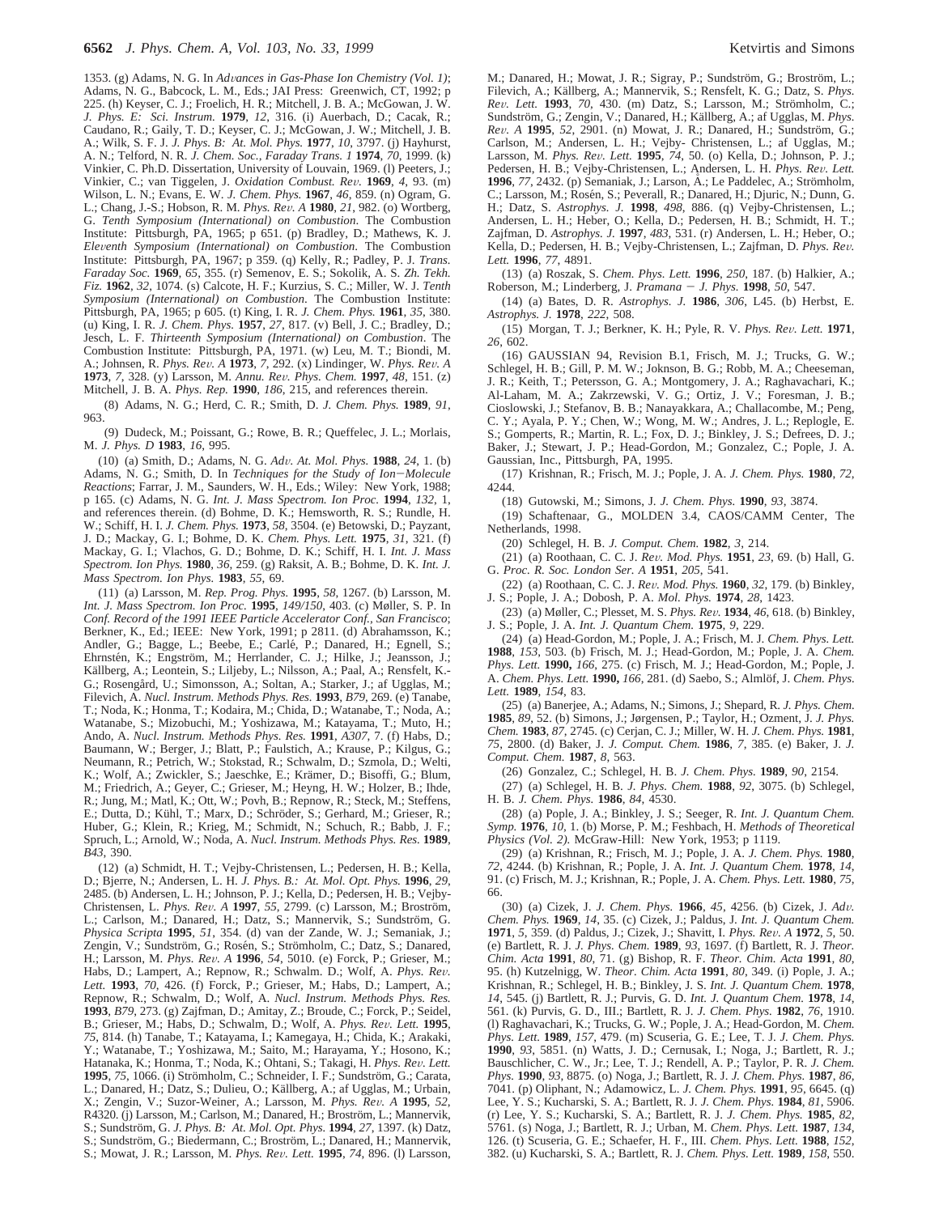1353. (g) Adams, N. G. In *Advances in Gas-Phase Ion Chemistry (Vol. 1)*; Adams, N. G., Babcock, L. M., Eds.; JAI Press: Greenwich, CT, 1992; p 225. (h) Keyser, C. J.; Froelich, H. R.; Mitchell, J. B. A.; McGowan, J. W. *J. Phys. E: Sci. Instrum.* **1979**, *12*, 316. (i) Auerbach, D.; Cacak, R.; Caudano, R.; Gaily, T. D.; Keyser, C. J.; McGowan, J. W.; Mitchell, J. B. A.; Wilk, S. F. J. *J. Phys. B: At. Mol. Phys.* **1977**, *10*, 3797. (j) Hayhurst, A. N.; Telford, N. R. *J. Chem. Soc., Faraday Trans. 1* **1974**, *70*, 1999. (k) Vinkier, C. Ph.D. Dissertation, University of Louvain, 1969. (l) Peeters, J.; Vinkier, C.; van Tiggelen, J. *Oxidation Combust. Rev.* **1969**, *4*, 93. (m) Wilson, L. N.; Evans, E. W. *J. Chem. Phys.* **1967**, *46*, 859. (n) Ogram, G. L.; Chang, J.-S.; Hobson, R. M. *Phys. Rev. A* **1980**, *21*, 982. (o) Wortberg, G. *Tenth Symposium (International) on Combustion*. The Combustion Institute: Pittsburgh, PA, 1965; p 651. (p) Bradley, D.; Mathews, K. J. *Eleventh Symposium (International) on Combustion*. The Combustion Institute: Pittsburgh, PA, 1967; p 359. (q) Kelly, R.; Padley, P. J. *Trans. Faraday Soc.* **1969**, *65*, 355. (r) Semenov, E. S.; Sokolik, A. S. *Zh. Tekh. Fiz.* **1962**, *32*, 1074. (s) Calcote, H. F.; Kurzius, S. C.; Miller, W. J. *Tenth Symposium (International) on Combustion*. The Combustion Institute: Pittsburgh, PA, 1965; p 605. (t) King, I. R. *J. Chem. Phys.* **1961**, *35*, 380. (u) King, I. R. *J. Chem. Phys.* **1957**, *27*, 817. (v) Bell, J. C.; Bradley, D.; Jesch, L. F. *Thirteenth Symposium (International) on Combustion*. The Combustion Institute: Pittsburgh, PA, 1971. (w) Leu, M. T.; Biondi, M. A.; Johnsen, R. *Phys. Rev. A* **1973**, *7*, 292. (x) Lindinger, W. *Phys. Rev. A* **1973**, *7*, 328. (y) Larsson, M. *Annu. Rev. Phys. Chem.* **1997**, *48*, 151. (z) Mitchell, J. B. A. *Phys. Rep.* **1990**, *186*, 215, and references therein.

(8) Adams, N. G.; Herd, C. R.; Smith, D. *J. Chem. Phys.* **1989**, *91*, 963.

(9) Dudeck, M.; Poissant, G.; Rowe, B. R.; Queffelec, J. L.; Morlais, M. *J. Phys. D* **1983**, *16*, 995.

(10) (a) Smith, D.; Adams, N. G. *Adv. At. Mol. Phys.* **1988**, *24*, 1. (b) Adams, N. G.; Smith, D. In *Techniques for the Study of Ion–Molecule Reactions*; Farrar, J. M., Saunders, W. H., Eds.; Wiley: New York, 1988; p 165. (c) Adams, N. G. *Int. J. Mass Spectrom. Ion Proc.* **1994**, *132*, 1, and references therein. (d) Bohme, D. K.; Hemsworth, R. S.; Rundle, H. W.; Schiff, H. I. *J. Chem. Phys.* **1973**, *58*, 3504. (e) Betowski, D.; Payzant, J. D.; Mackay, G. I.; Bohme, D. K. *Chem. Phys. Lett.* **1975**, *31*, 321. (f) Mackay, G. I.; Vlachos, G. D.; Bohme, D. K.; Schiff, H. I. *Int. J. Mass Spectrom. Ion Phys.* **1980**, *36*, 259. (g) Raksit, A. B.; Bohme, D. K. *Int. J. Mass Spectrom. Ion Phys.* **1983**, *55*, 69.

(11) (a) Larsson, M. *Rep. Prog. Phys.* **1995**, *58*, 1267. (b) Larsson, M. *Int. J. Mass Spectrom. Ion Proc.* **1995**, *149/150*, 403. (c) Møller, S. P. In *Conf. Record of the 1991 IEEE Particle Accelerator Conf., San Francisco*; Berkner, K., Ed.; IEEE: New York, 1991; p 2811. (d) Abrahamsson, K.; Andler, G.; Bagge, L.; Beebe, E.; Carlé, P.; Danared, H.; Egnell, S.; Ehrnstén, K.; Engström, M.; Herrlander, C. J.; Hilke, J.; Jeansson, J.; Källberg, A.; Leontein, S.; Liljeby, L.; Nilsson, A.; Paal, A.; Rensfelt, K.-G.; Rosengård, U.; Simonsson, A.; Soltan, A.; Starker, J.; af Ugglas, M.; Filevich, A. *Nucl. Instrum. Methods Phys. Res.* **1993**, *B79*, 269. (e) Tanabe, T.; Noda, K.; Honma, T.; Kodaira, M.; Chida, D.; Watanabe, T.; Noda, A.; Watanabe, S.; Mizobuchi, M.; Yoshizawa, M.; Katayama, T.; Muto, H.; Ando, A. *Nucl. Instrum. Methods Phys. Res.* **1991**, *A307*, 7. (f) Habs, D.; Baumann, W.; Berger, J.; Blatt, P.; Faulstich, A.; Krause, P.; Kilgus, G.; Neumann, R.; Petrich, W.; Stokstad, R.; Schwalm, D.; Szmola, D.; Welti, K.; Wolf, A.; Zwickler, S.; Jaeschke, E.; Krämer, D.; Bisoffi, G.; Blum, M.; Friedrich, A.; Geyer, C.; Grieser, M.; Heyng, H. W.; Holzer, B.; Ihde, R.; Jung, M.; Matl, K.; Ott, W.; Povh, B.; Repnow, R.; Steck, M.; Steffens, E.; Dutta, D.; Kühl, T.; Marx, D.; Schröder, S.; Gerhard, M.; Grieser, R.; Huber, G.; Klein, R.; Krieg, M.; Schmidt, N.; Schuch, R.; Babb, J. F.; Spruch, L.; Arnold, W.; Noda, A. *Nucl. Instrum. Methods Phys. Res.* **1989**, *B43*, 390.

(12) (a) Schmidt, H. T.; Vejby-Christensen, L.; Pedersen, H. B.; Kella, D.; Bjerre, N.; Andersen, L. H. *J. Phys. B.: At. Mol. Opt. Phys.* **1996**, *29*, 2485. (b) Andersen, L. H.; Johnson, P. J.; Kella, D.; Pedersen, H. B.; Vejby-Christensen, L. *Phys. Rev. A* **1997**, *55*, 2799. (c) Larsson, M.; Broström, L.; Carlson, M.; Danared, H.; Datz, S.; Mannervik, S.; Sundström, G. *Physica Scripta* **1995**, *51*, 354. (d) van der Zande, W. J.; Semaniak, J.; Zengin, V.; Sundström, G.; Rosén, S.; Strömholm, C.; Datz, S.; Danared, H.; Larsson, M. *Phys. Rev. A* **1996**, *54*, 5010. (e) Forck, P.; Grieser, M.; Habs, D.; Lampert, A.; Repnow, R.; Schwalm. D.; Wolf, A. *Phys. Rev. Lett.* **1993**, *70*, 426. (f) Forck, P.; Grieser, M.; Habs, D.; Lampert, A.; Repnow, R.; Schwalm, D.; Wolf, A. *Nucl. Instrum. Methods Phys. Res.* **1993**, *B79*, 273. (g) Zajfman, D.; Amitay, Z.; Broude, C.; Forck, P.; Seidel, B.; Grieser, M.; Habs, D.; Schwalm, D.; Wolf, A. *Phys. Rev. Lett.* **1995**, *75*, 814. (h) Tanabe, T.; Katayama, I.; Kamegaya, H.; Chida, K.; Arakaki, Y.; Watanabe, T.; Yoshizawa, M.; Saito, M.; Harayama, Y.; Hosono, K.; Hatanaka, K.; Honma, T.; Noda, K.; Ohtani, S.; Takagi, H. *Phys. Rev. Lett.* **1995**, *75*, 1066. (i) Strömholm, C.; Schneider, I. F.; Sundström, G.; Carata, L.; Danared, H.; Datz, S.; Dulieu, O.; Källberg, A.; af Ugglas, M.; Urbain, X.; Zengin, V.; Suzor-Weiner, A.; Larsson, M. *Phys. Rev. A* **1995**, *52*, R4320. (j) Larsson, M.; Carlson, M.; Danared, H.; Broström, L.; Mannervik, S.; Sundström, G. *J. Phys. B: At. Mol. Opt. Phys.* **1994**, *27*, 1397. (k) Datz, S.; Sundström, G.; Biedermann, C.; Broström, L.; Danared, H.; Mannervik, S.; Mowat, J. R.; Larsson, M. *Phys. Rev. Lett.* **1995**, *74*, 896. (l) Larsson, M.; Danared, H.; Mowat, J. R.; Sigray, P.; Sundström, G.; Broström, L.; Filevich, A.; Källberg, A.; Mannervik, S.; Rensfelt, K. G.; Datz, S. *Phys. Rev. Lett.* **1993**, *70*, 430. (m) Datz, S.; Larsson, M.; Strömholm, C.; Sundström, G.; Zengin, V.; Danared, H.; Källberg, A.; af Ugglas, M. *Phys. Rev. A* **1995**, *52*, 2901. (n) Mowat, J. R.; Danared, H.; Sundström, G.; Carlson, M.; Andersen, L. H.; Vejby- Christensen, L.; af Ugglas, M.; Larsson, M. *Phys. Rev. Lett.* **1995**, *74*, 50. (o) Kella, D.; Johnson, P. J.; Pedersen, H. B.; Vejby-Christensen, L.; Andersen, L. H. *Phys. Rev. Lett.* **1996**, *77*, 2432. (p) Semaniak, J.; Larson, Å.; Le Paddelec, A.; Strömholm, C.; Larsson, M.; Rosén, S.; Peverall, R.; Danared, H.; Djuric, N.; Dunn, G. H.; Datz, S. *Astrophys. J.* **1998**, *498*, 886. (q) Vejby-Christensen, L.; Andersen, L. H.; Heber, O.; Kella, D.; Pedersen, H. B.; Schmidt, H. T.; Zajfman, D. *Astrophys. J.* **1997**, *483*, 531. (r) Andersen, L. H.; Heber, O.; Kella, D.; Pedersen, H. B.; Vejby-Christensen, L.; Zajfman, D. *Phys. Rev. Lett.* **1996**, *77*, 4891.

(13) (a) Roszak, S. *Chem. Phys. Lett.* **1996**, *250*, 187. (b) Halkier, A.; Roberson, M.; Linderberg, J. *Pramana – J. Phys.* **1998**, *50*, 547.

(14) (a) Bates, D. R. *Astrophys. J.* **1986**, *306*, L45. (b) Herbst, E. *Astrophys. J.* **1978**, *222*, 508.

(15) Morgan, T. J.; Berkner, K. H.; Pyle, R. V. *Phys. Rev. Lett.* **1971**, *26*, 602.

(16) GAUSSIAN 94, Revision B.1, Frisch, M. J.; Trucks, G. W.; Schlegel, H. B.; Gill, P. M. W.; Joknson, B. G.; Robb, M. A.; Cheeseman, J. R.; Keith, T.; Petersson, G. A.; Montgomery, J. A.; Raghavachari, K.; Al-Laham, M. A.; Zakrzewski, V. G.; Ortiz, J. V.; Foresman, J. B.; Cioslowski, J.; Stefanov, B. B.; Nanayakkara, A.; Challacombe, M.; Peng, C. Y.; Ayala, P. Y.; Chen, W.; Wong, M. W.; Andres, J. L.; Replogle, E. S.; Gomperts, R.; Martin, R. L.; Fox, D. J.; Binkley, J. S.; Defrees, D. J.; Baker, J.; Stewart, J. P.; Head-Gordon, M.; Gonzalez, C.; Pople, J. A. Gaussian, Inc., Pittsburgh, PA, 1995.

(17) Krishnan, R.; Frisch, M. J.; Pople, J. A. *J. Chem. Phys.* **1980**, *72*, 4244.

(18) Gutowski, M.; Simons, J. *J. Chem. Phys.* **1990**, *93*, 3874.

(19) Schaftenaar, G., MOLDEN 3.4, CAOS/CAMM Center, The Netherlands, 1998.

(20) Schlegel, H. B. *J. Comput. Chem.* **1982**, *3*, 214.

(21) (a) Roothaan, C. C. J. *Rev. Mod. Phys.* **1951**, *23*, 69. (b) Hall, G. G. *Proc. R. Soc. London Ser. A* **1951**, *205*, 541.

(22) (a) Roothaan, C. C. J. *Rev. Mod. Phys.* **1960**, *32*, 179. (b) Binkley, J. S.; Pople, J. A.; Dobosh, P. A. *Mol. Phys.* **1974**, *28*, 1423.

(23) (a) Møller, C.; Plesset, M. S. *Phys. Rev.* **1934**, *46*, 618. (b) Binkley, J. S.; Pople, J. A. *Int. J. Quantum Chem.* **1975**, *9*, 229.

(24) (a) Head-Gordon, M.; Pople, J. A.; Frisch, M. J. *Chem. Phys. Lett.* **1988**, *153*, 503. (b) Frisch, M. J.; Head-Gordon, M.; Pople, J. A. *Chem. Phys. Lett.* **1990,** *166*, 275. (c) Frisch, M. J.; Head-Gordon, M.; Pople, J. A. *Chem. Phys. Lett.* **1990,** *166*, 281. (d) Saebo, S.; Almlöf, J. *Chem. Phys. Lett.* **1989**, *154*, 83.

(25) (a) Banerjee, A.; Adams, N.; Simons, J.; Shepard, R. *J. Phys. Chem.* **1985**, *89*, 52. (b) Simons, J.; Jørgensen, P.; Taylor, H.; Ozment, J. *J. Phys. Chem.* **1983**, *87*, 2745. (c) Cerjan, C. J.; Miller, W. H. *J. Chem. Phys.* **1981**, *75*, 2800. (d) Baker, J. *J. Comput. Chem.* **1986**, *7*, 385. (e) Baker, J. *J. Comput. Chem.* **1987**, *8*, 563.

(26) Gonzalez, C.; Schlegel, H. B. *J. Chem. Phys.* **1989**, *90*, 2154.

(27) (a) Schlegel, H. B. *J. Phys. Chem.* **1988**, *92*, 3075. (b) Schlegel, H. B. *J. Chem. Phys.* **1986**, *84*, 4530.

(28) (a) Pople, J. A.; Binkley, J. S.; Seeger, R. *Int. J. Quantum Chem. Symp.* **1976**, *10*, 1. (b) Morse, P. M.; Feshbach, H. *Methods of Theoretical Physics (Vol. 2)*. McGraw-Hill: New York, 1953; p 1119.

(29) (a) Krishnan, R.; Frisch, M. J.; Pople, J. A. *J. Chem. Phys.* **1980**, *72*, 4244. (b) Krishnan, R.; Pople, J. A. *Int. J. Quantum Chem.* **1978**, *14*, 91. (c) Frisch, M. J.; Krishnan, R.; Pople, J. A. *Chem. Phys. Lett.* **1980**, *75*, 66.

(30) (a) Cizek, J. *J. Chem. Phys.* **1966**, *45*, 4256. (b) Cizek, J. *Adv. Chem. Phys.* **1969**, *14*, 35. (c) Cizek, J.; Paldus, J. *Int. J. Quantum Chem.* **1971**, *5*, 359. (d) Paldus, J.; Cizek, J.; Shavitt, I. *Phys. Rev. A* **1972**, *5*, 50. (e) Bartlett, R. J. *J. Phys. Chem.* **1989**, *93*, 1697. (f) Bartlett, R. J. *Theor. Chim. Acta* **1991**, *80*, 71. (g) Bishop, R. F. *Theor. Chim. Acta* **1991**, *80*, 95. (h) Kutzelnigg, W. *Theor. Chim. Acta* **1991**, *80*, 349. (i) Pople, J. A.; Krishnan, R.; Schlegel, H. B.; Binkley, J. S. *Int. J. Quantum Chem.* **1978**, *14*, 545. (j) Bartlett, R. J.; Purvis, G. D. *Int. J. Quantum Chem.* **1978**, *14*, 561. (k) Purvis, G. D., III.; Bartlett, R. J. *J. Chem. Phys.* **1982**, *76*, 1910. (l) Raghavachari, K.; Trucks, G. W.; Pople, J. A.; Head-Gordon, M. *Chem. Phys. Lett.* **1989**, *157*, 479. (m) Scuseria, G. E.; Lee, T. J. *J. Chem. Phys.* **1990**, *93*, 5851. (n) Watts, J. D.; Cernusak, I.; Noga, J.; Bartlett, R. J.; Bauschlicher, C. W., Jr.; Lee, T. J.; Rendell, A. P.; Taylor, P. R. *J. Chem. Phys.* **1990**, *93*, 8875. (o) Noga, J.; Bartlett, R. J. *J. Chem. Phys.* **1987**, *86*, 7041. (p) Oliphant, N.; Adamowicz, L. *J. Chem. Phys.* **1991**, *95*, 6645. (q) Lee, Y. S.; Kucharski, S. A.; Bartlett, R. J. *J. Chem. Phys.* **1984**, *81*, 5906. (r) Lee, Y. S.; Kucharski, S. A.; Bartlett, R. J. *J. Chem. Phys.* **1985**, *82*, 5761. (s) Noga, J.; Bartlett, R. J.; Urban, M. *Chem. Phys. Lett.* **1987**, *134*, 126. (t) Scuseria, G. E.; Schaefer, H. F., III. *Chem. Phys. Lett.* **1988**, *152*, 382. (u) Kucharski, S. A.; Bartlett, R. J. *Chem. Phys. Lett.* **1989**, *158*, 550.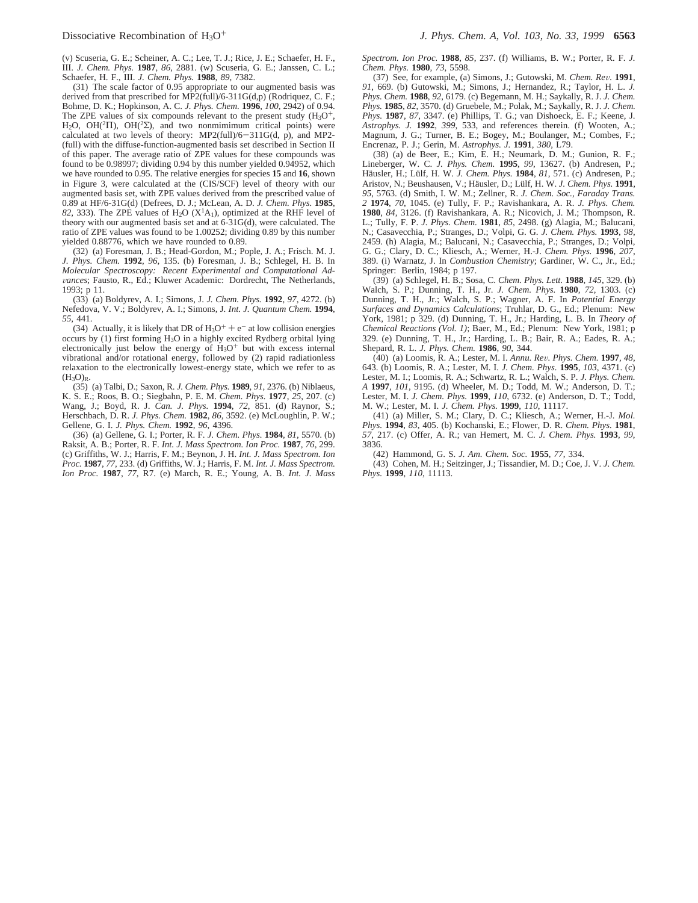(v) Scuseria, G. E.; Scheiner, A. C.; Lee, T. J.; Rice, J. E.; Schaefer, H. F., III. *J. Chem. Phys.* **1987**, *86*, 2881. (w) Scuseria, G. E.; Janssen, C. L.; Schaefer, H. F., III. *J. Chem. Phys.* **1988**, *89*, 7382.

(31) The scale factor of 0.95 appropriate to our augmented basis was derived from that prescribed for MP2(full)/6-311G(d,p) (Rodriquez, C. F.; Bohme, D. K.; Hopkinson, A. C. *J. Phys. Chem.* **1996**, *100*, 2942) of 0.94. The ZPE values of six compounds relevant to the present study ($H_3O^+$, $H_2O$, $OH(^2\Pi)$, $OH(^2\Sigma)$, and two nonmimimum critical points) were calculated at two levels of theory: MP2(full)/6−311G(d, p), and MP2-(full) with the diffuse-function-augmented basis set described in Section II of this paper. The average ratio of ZPE values for these compounds was found to be 0.98997; dividing 0.94 by this number yielded 0.94952, which we have rounded to 0.95. The relative energies for species **15** and **16**, shown in Figure 3, were calculated at the (CIS/SCF) level of theory with our augmented basis set, with ZPE values derived from the prescribed value of 0.89 at HF/6-31G(d) (Defrees, D. J.; McLean, A. D. *J. Chem. Phys.* **1985**, *82*, 333). The ZPE values of $H_2O$ ($X^1A_1$), optimized at the RHF level of theory with our augmented basis set and at 6-31G(d), were calculated. The ratio of ZPE values was found to be 1.00252; dividing 0.89 by this number yielded 0.88776, which we have rounded to 0.89.

(32) (a) Foresman, J. B.; Head-Gordon, M.; Pople, J. A.; Frisch. M. J. *J. Phys. Chem.* **1992**, *96*, 135. (b) Foresman, J. B.; Schlegel, H. B. In *Molecular Spectroscopy: Recent Experimental and Computational Advances*; Fausto, R., Ed.; Kluwer Academic: Dordrecht, The Netherlands, 1993; p 11.

(33) (a) Boldyrev, A. I.; Simons, J. *J. Chem. Phys.* **1992**, *97*, 4272. (b) Nefedova, V. V.; Boldyrev, A. I.; Simons, J. *Int. J. Quantum Chem.* **1994**, *55*, 441.

(34) Actually, it is likely that DR of $H_3O^+ + e^-$ at low collision energies occurs by (1) first forming $H_3O$ in a highly excited Rydberg orbital lying electronically just below the energy of $H_3O^+$ but with excess internal vibrational and/or rotational energy, followed by (2) rapid radiationless relaxation to the electronically lowest-energy state, which we refer to as $(H_3O)_R$.

(35) (a) Talbi, D.; Saxon, R. *J. Chem. Phys.* **1989**, *91*, 2376. (b) Niblaeus, K. S. E.; Roos, B. O.; Siegbahn, P. E. M. *Chem. Phys.* **1977**, *25*, 207. (c) Wang, J.; Boyd, R. J. *Can. J. Phys.* **1994**, *72*, 851. (d) Raynor, S.; Herschbach, D. R. *J. Phys. Chem.* **1982**, *86*, 3592. (e) McLoughlin, P. W.; Gellene, G. I. *J. Phys. Chem.* **1992**, *96*, 4396.

(36) (a) Gellene, G. I.; Porter, R. F. *J. Chem. Phys.* **1984**, *81*, 5570. (b) Raksit, A. B.; Porter, R. F. *Int. J. Mass Spectrom. Ion Proc.* **1987**, *76*, 299. (c) Griffiths, W. J.; Harris, F. M.; Beynon, J. H. *Int. J. Mass Spectrom. Ion Proc.* **1987**, *77*, 233. (d) Griffiths, W. J.; Harris, F. M. *Int. J. Mass Spectrom. Ion Proc.* **1987**, *77*, R7. (e) March, R. E.; Young, A. B. *Int. J. Mass Spectrom. Ion Proc.* **1988**, *85*, 237. (f) Williams, B. W.; Porter, R. F. *J. Chem. Phys.* **1980**, *73*, 5598.

(37) See, for example, (a) Simons, J.; Gutowski, M. *Chem. Rev.* **1991**, *91*, 669. (b) Gutowski, M.; Simons, J.; Hernandez, R.; Taylor, H. L. *J. Phys. Chem.* **1988**, *92*, 6179. (c) Begemann, M. H.; Saykally, R. J. *J. Chem. Phys.* **1985**, *82*, 3570. (d) Gruebele, M.; Polak, M.; Saykally, R. J. *J. Chem. Phys.* **1987**, *87*, 3347. (e) Phillips, T. G.; van Dishoeck, E. F.; Keene, J. *Astrophys. J.* **1992**, *399*, 533, and references therein. (f) Wooten, A.; Magnum, J. G.; Turner, B. E.; Bogey, M.; Boulanger, M.; Combes, F.; Encrenaz, P. J.; Gerin, M. *Astrophys. J.* **1991**, *380*, L79.

(38) (a) de Beer, E.; Kim, E. H.; Neumark, D. M.; Gunion, R. F.; Lineberger, W. C. *J. Phys. Chem.* **1995**, *99*, 13627. (b) Andresen, P.; Häusler, H.; Lülf, H. W. *J. Chem. Phys.* **1984**, *81*, 571. (c) Andresen, P.; Aristov, N.; Beushausen, V.; Häusler, D.; Lülf, H. W. *J. Chem. Phys.* **1991**, *95*, 5763. (d) Smith, I. W. M.; Zellner, R. *J. Chem. Soc., Faraday Trans. 2* **1974**, *70*, 1045. (e) Tully, F. P.; Ravishankara, A. R. *J. Phys. Chem.* **1980**, *84*, 3126. (f) Ravishankara, A. R.; Nicovich, J. M.; Thompson, R. L.; Tully, F. P. *J. Phys. Chem.* **1981**, *85*, 2498. (g) Alagia, M.; Balucani, N.; Casavecchia, P.; Stranges, D.; Volpi, G. G. *J. Chem. Phys.* **1993**, *98*, 2459. (h) Alagia, M.; Balucani, N.; Casavecchia, P.; Stranges, D.; Volpi, G. G.; Clary, D. C.; Kliesch, A.; Werner, H.-J. *Chem. Phys.* **1996**, *207*, 389. (i) Warnatz, J. In *Combustion Chemistry*; Gardiner, W. C., Jr., Ed.; Springer: Berlin, 1984; p 197.

(39) (a) Schlegel, H. B.; Sosa, C. *Chem. Phys. Lett.* **1988**, *145*, 329. (b) Walch, S. P.; Dunning, T. H., Jr. *J. Chem. Phys.* **1980**, *72*, 1303. (c) Dunning, T. H., Jr.; Walch, S. P.; Wagner, A. F. In *Potential Energy Surfaces and Dynamics Calculations*; Truhlar, D. G., Ed.; Plenum: New York, 1981; p 329. (d) Dunning, T. H., Jr.; Harding, L. B. In *Theory of Chemical Reactions (Vol. 1)*; Baer, M., Ed.; Plenum: New York, 1981; p 329. (e) Dunning, T. H., Jr.; Harding, L. B.; Bair, R. A.; Eades, R. A.; Shepard, R. L. *J. Phys. Chem.* **1986**, *90*, 344.

(40) (a) Loomis, R. A.; Lester, M. I. *Annu. Rev. Phys. Chem.* **1997**, *48*, 643. (b) Loomis, R. A.; Lester, M. I. *J. Chem. Phys.* **1995**, *103*, 4371. (c) Lester, M. I.; Loomis, R. A.; Schwartz, R. L.; Walch, S. P. *J. Phys. Chem. A* **1997**, *101*, 9195. (d) Wheeler, M. D.; Todd, M. W.; Anderson, D. T.; Lester, M. I. *J. Chem. Phys.* **1999**, *110*, 6732. (e) Anderson, D. T.; Todd, M. W.; Lester, M. I. *J. Chem. Phys.* **1999**, *110*, 11117.

(41) (a) Miller, S. M.; Clary, D. C.; Kliesch, A.; Werner, H.-J. *Mol. Phys.* **1994**, *83*, 405. (b) Kochanski, E.; Flower, D. R. *Chem. Phys.* **1981**, *57*, 217. (c) Offer, A. R.; van Hemert, M. C. *J. Chem. Phys.* **1993**, *99*, 3836.

(42) Hammond, G. S. *J. Am. Chem. Soc.* **1955**, *77*, 334.

(43) Cohen, M. H.; Seitzinger, J.; Tissandier, M. D.; Coe, J. V. *J. Chem. Phys.* **1999**, *110*, 11113.